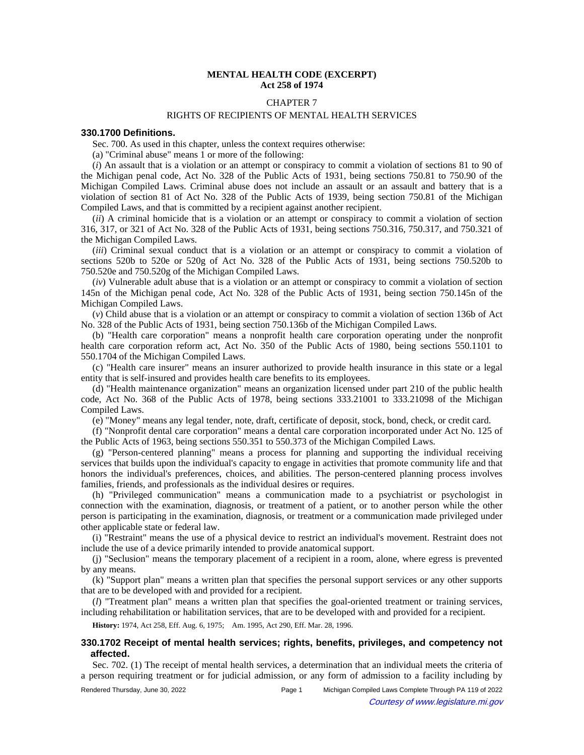**MENTAL HEALTH CODE (EXCERPT)**
**Act 258 of 1974**

CHAPTER 7

RIGHTS OF RECIPIENTS OF MENTAL HEALTH SERVICES

### 330.1700 Definitions.

Sec. 700. As used in this chapter, unless the context requires otherwise:

(a) "Criminal abuse" means 1 or more of the following:

(*i*) An assault that is a violation or an attempt or conspiracy to commit a violation of sections 81 to 90 of the Michigan penal code, Act No. 328 of the Public Acts of 1931, being sections 750.81 to 750.90 of the Michigan Compiled Laws. Criminal abuse does not include an assault or an assault and battery that is a violation of section 81 of Act No. 328 of the Public Acts of 1939, being section 750.81 of the Michigan Compiled Laws, and that is committed by a recipient against another recipient.

(*ii*) A criminal homicide that is a violation or an attempt or conspiracy to commit a violation of section 316, 317, or 321 of Act No. 328 of the Public Acts of 1931, being sections 750.316, 750.317, and 750.321 of the Michigan Compiled Laws.

(*iii*) Criminal sexual conduct that is a violation or an attempt or conspiracy to commit a violation of sections 520b to 520e or 520g of Act No. 328 of the Public Acts of 1931, being sections 750.520b to 750.520e and 750.520g of the Michigan Compiled Laws.

(*iv*) Vulnerable adult abuse that is a violation or an attempt or conspiracy to commit a violation of section 145n of the Michigan penal code, Act No. 328 of the Public Acts of 1931, being section 750.145n of the Michigan Compiled Laws.

(*v*) Child abuse that is a violation or an attempt or conspiracy to commit a violation of section 136b of Act No. 328 of the Public Acts of 1931, being section 750.136b of the Michigan Compiled Laws.

(b) "Health care corporation" means a nonprofit health care corporation operating under the nonprofit health care corporation reform act, Act No. 350 of the Public Acts of 1980, being sections 550.1101 to 550.1704 of the Michigan Compiled Laws.

(c) "Health care insurer" means an insurer authorized to provide health insurance in this state or a legal entity that is self-insured and provides health care benefits to its employees.

(d) "Health maintenance organization" means an organization licensed under part 210 of the public health code, Act No. 368 of the Public Acts of 1978, being sections 333.21001 to 333.21098 of the Michigan Compiled Laws.

(e) "Money" means any legal tender, note, draft, certificate of deposit, stock, bond, check, or credit card.

(f) "Nonprofit dental care corporation" means a dental care corporation incorporated under Act No. 125 of the Public Acts of 1963, being sections 550.351 to 550.373 of the Michigan Compiled Laws.

(g) "Person-centered planning" means a process for planning and supporting the individual receiving services that builds upon the individual's capacity to engage in activities that promote community life and that honors the individual's preferences, choices, and abilities. The person-centered planning process involves families, friends, and professionals as the individual desires or requires.

(h) "Privileged communication" means a communication made to a psychiatrist or psychologist in connection with the examination, diagnosis, or treatment of a patient, or to another person while the other person is participating in the examination, diagnosis, or treatment or a communication made privileged under other applicable state or federal law.

(i) "Restraint" means the use of a physical device to restrict an individual's movement. Restraint does not include the use of a device primarily intended to provide anatomical support.

(j) "Seclusion" means the temporary placement of a recipient in a room, alone, where egress is prevented by any means.

(k) "Support plan" means a written plan that specifies the personal support services or any other supports that are to be developed with and provided for a recipient.

(*l*) "Treatment plan" means a written plan that specifies the goal-oriented treatment or training services, including rehabilitation or habilitation services, that are to be developed with and provided for a recipient.

**History:** 1974, Act 258, Eff. Aug. 6, 1975;—Am. 1995, Act 290, Eff. Mar. 28, 1996.

### 330.1702 Receipt of mental health services; rights, benefits, privileges, and competency not affected.

Sec. 702. (1) The receipt of mental health services, a determination that an individual meets the criteria of a person requiring treatment or for judicial admission, or any form of admission to a facility including by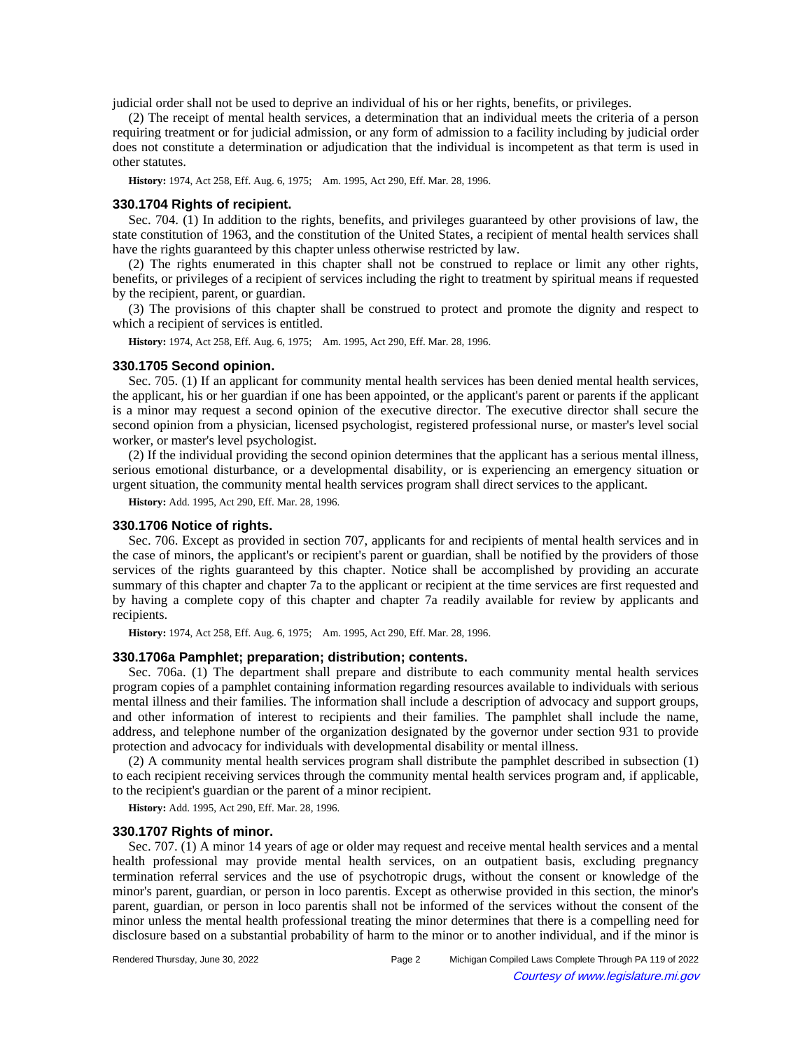judicial order shall not be used to deprive an individual of his or her rights, benefits, or privileges.

(2) The receipt of mental health services, a determination that an individual meets the criteria of a person requiring treatment or for judicial admission, or any form of admission to a facility including by judicial order does not constitute a determination or adjudication that the individual is incompetent as that term is used in other statutes.

**History:** 1974, Act 258, Eff. Aug. 6, 1975; Am. 1995, Act 290, Eff. Mar. 28, 1996.

### 330.1704 Rights of recipient.

Sec. 704. (1) In addition to the rights, benefits, and privileges guaranteed by other provisions of law, the state constitution of 1963, and the constitution of the United States, a recipient of mental health services shall have the rights guaranteed by this chapter unless otherwise restricted by law.

(2) The rights enumerated in this chapter shall not be construed to replace or limit any other rights, benefits, or privileges of a recipient of services including the right to treatment by spiritual means if requested by the recipient, parent, or guardian.

(3) The provisions of this chapter shall be construed to protect and promote the dignity and respect to which a recipient of services is entitled.

**History:** 1974, Act 258, Eff. Aug. 6, 1975; Am. 1995, Act 290, Eff. Mar. 28, 1996.

### 330.1705 Second opinion.

Sec. 705. (1) If an applicant for community mental health services has been denied mental health services, the applicant, his or her guardian if one has been appointed, or the applicant's parent or parents if the applicant is a minor may request a second opinion of the executive director. The executive director shall secure the second opinion from a physician, licensed psychologist, registered professional nurse, or master's level social worker, or master's level psychologist.

(2) If the individual providing the second opinion determines that the applicant has a serious mental illness, serious emotional disturbance, or a developmental disability, or is experiencing an emergency situation or urgent situation, the community mental health services program shall direct services to the applicant.

**History:** Add. 1995, Act 290, Eff. Mar. 28, 1996.

### 330.1706 Notice of rights.

Sec. 706. Except as provided in section 707, applicants for and recipients of mental health services and in the case of minors, the applicant's or recipient's parent or guardian, shall be notified by the providers of those services of the rights guaranteed by this chapter. Notice shall be accomplished by providing an accurate summary of this chapter and chapter 7a to the applicant or recipient at the time services are first requested and by having a complete copy of this chapter and chapter 7a readily available for review by applicants and recipients.

**History:** 1974, Act 258, Eff. Aug. 6, 1975; Am. 1995, Act 290, Eff. Mar. 28, 1996.

### 330.1706a Pamphlet; preparation; distribution; contents.

Sec. 706a. (1) The department shall prepare and distribute to each community mental health services program copies of a pamphlet containing information regarding resources available to individuals with serious mental illness and their families. The information shall include a description of advocacy and support groups, and other information of interest to recipients and their families. The pamphlet shall include the name, address, and telephone number of the organization designated by the governor under section 931 to provide protection and advocacy for individuals with developmental disability or mental illness.

(2) A community mental health services program shall distribute the pamphlet described in subsection (1) to each recipient receiving services through the community mental health services program and, if applicable, to the recipient's guardian or the parent of a minor recipient.

**History:** Add. 1995, Act 290, Eff. Mar. 28, 1996.

### 330.1707 Rights of minor.

Sec. 707. (1) A minor 14 years of age or older may request and receive mental health services and a mental health professional may provide mental health services, on an outpatient basis, excluding pregnancy termination referral services and the use of psychotropic drugs, without the consent or knowledge of the minor's parent, guardian, or person in loco parentis. Except as otherwise provided in this section, the minor's parent, guardian, or person in loco parentis shall not be informed of the services without the consent of the minor unless the mental health professional treating the minor determines that there is a compelling need for disclosure based on a substantial probability of harm to the minor or to another individual, and if the minor is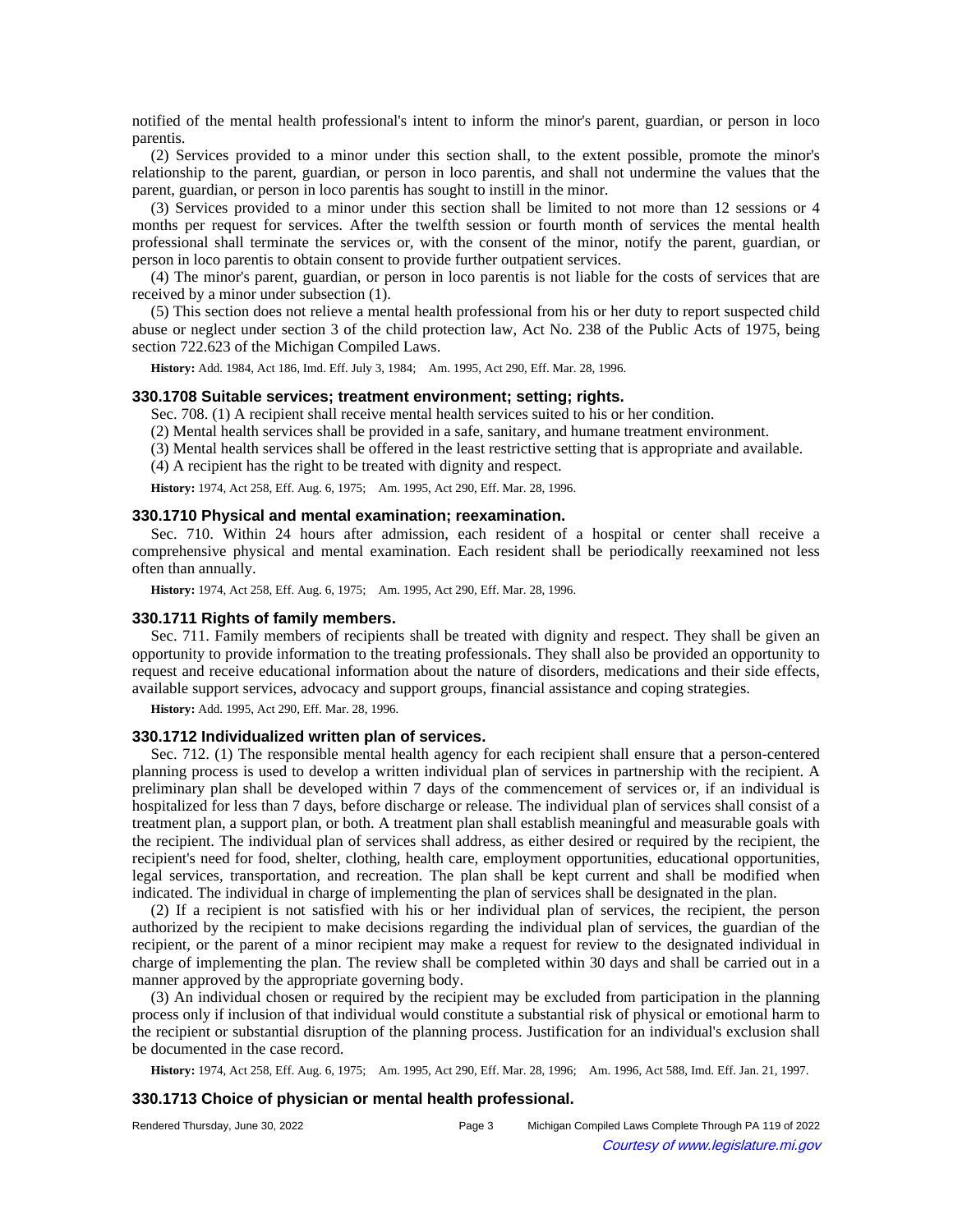notified of the mental health professional's intent to inform the minor's parent, guardian, or person in loco parentis.

(2) Services provided to a minor under this section shall, to the extent possible, promote the minor's relationship to the parent, guardian, or person in loco parentis, and shall not undermine the values that the parent, guardian, or person in loco parentis has sought to instill in the minor.

(3) Services provided to a minor under this section shall be limited to not more than 12 sessions or 4 months per request for services. After the twelfth session or fourth month of services the mental health professional shall terminate the services or, with the consent of the minor, notify the parent, guardian, or person in loco parentis to obtain consent to provide further outpatient services.

(4) The minor's parent, guardian, or person in loco parentis is not liable for the costs of services that are received by a minor under subsection (1).

(5) This section does not relieve a mental health professional from his or her duty to report suspected child abuse or neglect under section 3 of the child protection law, Act No. 238 of the Public Acts of 1975, being section 722.623 of the Michigan Compiled Laws.

**History:** Add. 1984, Act 186, Imd. Eff. July 3, 1984; Am. 1995, Act 290, Eff. Mar. 28, 1996.

### 330.1708 Suitable services; treatment environment; setting; rights.

Sec. 708. (1) A recipient shall receive mental health services suited to his or her condition.

(2) Mental health services shall be provided in a safe, sanitary, and humane treatment environment.

(3) Mental health services shall be offered in the least restrictive setting that is appropriate and available.

(4) A recipient has the right to be treated with dignity and respect.

**History:** 1974, Act 258, Eff. Aug. 6, 1975; Am. 1995, Act 290, Eff. Mar. 28, 1996.

### 330.1710 Physical and mental examination; reexamination.

Sec. 710. Within 24 hours after admission, each resident of a hospital or center shall receive a comprehensive physical and mental examination. Each resident shall be periodically reexamined not less often than annually.

**History:** 1974, Act 258, Eff. Aug. 6, 1975; Am. 1995, Act 290, Eff. Mar. 28, 1996.

### 330.1711 Rights of family members.

Sec. 711. Family members of recipients shall be treated with dignity and respect. They shall be given an opportunity to provide information to the treating professionals. They shall also be provided an opportunity to request and receive educational information about the nature of disorders, medications and their side effects, available support services, advocacy and support groups, financial assistance and coping strategies.

**History:** Add. 1995, Act 290, Eff. Mar. 28, 1996.

### 330.1712 Individualized written plan of services.

Sec. 712. (1) The responsible mental health agency for each recipient shall ensure that a person-centered planning process is used to develop a written individual plan of services in partnership with the recipient. A preliminary plan shall be developed within 7 days of the commencement of services or, if an individual is hospitalized for less than 7 days, before discharge or release. The individual plan of services shall consist of a treatment plan, a support plan, or both. A treatment plan shall establish meaningful and measurable goals with the recipient. The individual plan of services shall address, as either desired or required by the recipient, the recipient's need for food, shelter, clothing, health care, employment opportunities, educational opportunities, legal services, transportation, and recreation. The plan shall be kept current and shall be modified when indicated. The individual in charge of implementing the plan of services shall be designated in the plan.

(2) If a recipient is not satisfied with his or her individual plan of services, the recipient, the person authorized by the recipient to make decisions regarding the individual plan of services, the guardian of the recipient, or the parent of a minor recipient may make a request for review to the designated individual in charge of implementing the plan. The review shall be completed within 30 days and shall be carried out in a manner approved by the appropriate governing body.

(3) An individual chosen or required by the recipient may be excluded from participation in the planning process only if inclusion of that individual would constitute a substantial risk of physical or emotional harm to the recipient or substantial disruption of the planning process. Justification for an individual's exclusion shall be documented in the case record.

**History:** 1974, Act 258, Eff. Aug. 6, 1975; Am. 1995, Act 290, Eff. Mar. 28, 1996; Am. 1996, Act 588, Imd. Eff. Jan. 21, 1997.

### 330.1713 Choice of physician or mental health professional.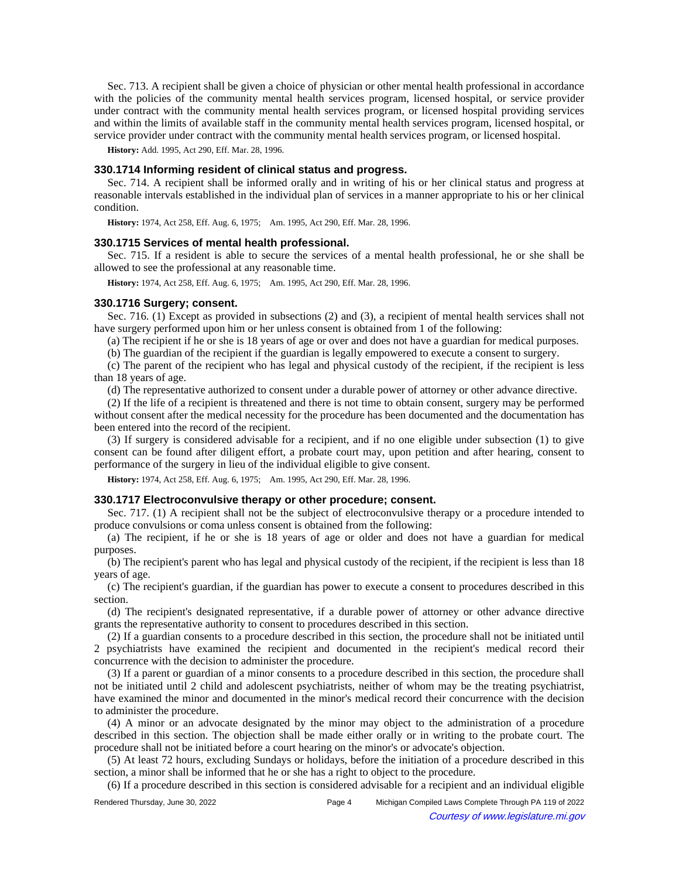Sec. 713. A recipient shall be given a choice of physician or other mental health professional in accordance with the policies of the community mental health services program, licensed hospital, or service provider under contract with the community mental health services program, or licensed hospital providing services and within the limits of available staff in the community mental health services program, licensed hospital, or service provider under contract with the community mental health services program, or licensed hospital.

**History:** Add. 1995, Act 290, Eff. Mar. 28, 1996.

### 330.1714 Informing resident of clinical status and progress.

Sec. 714. A recipient shall be informed orally and in writing of his or her clinical status and progress at reasonable intervals established in the individual plan of services in a manner appropriate to his or her clinical condition.

**History:** 1974, Act 258, Eff. Aug. 6, 1975; Am. 1995, Act 290, Eff. Mar. 28, 1996.

### 330.1715 Services of mental health professional.

Sec. 715. If a resident is able to secure the services of a mental health professional, he or she shall be allowed to see the professional at any reasonable time.

**History:** 1974, Act 258, Eff. Aug. 6, 1975; Am. 1995, Act 290, Eff. Mar. 28, 1996.

### 330.1716 Surgery; consent.

Sec. 716. (1) Except as provided in subsections (2) and (3), a recipient of mental health services shall not have surgery performed upon him or her unless consent is obtained from 1 of the following:

(a) The recipient if he or she is 18 years of age or over and does not have a guardian for medical purposes.

(b) The guardian of the recipient if the guardian is legally empowered to execute a consent to surgery.

(c) The parent of the recipient who has legal and physical custody of the recipient, if the recipient is less than 18 years of age.

(d) The representative authorized to consent under a durable power of attorney or other advance directive.

(2) If the life of a recipient is threatened and there is not time to obtain consent, surgery may be performed without consent after the medical necessity for the procedure has been documented and the documentation has been entered into the record of the recipient.

(3) If surgery is considered advisable for a recipient, and if no one eligible under subsection (1) to give consent can be found after diligent effort, a probate court may, upon petition and after hearing, consent to performance of the surgery in lieu of the individual eligible to give consent.

**History:** 1974, Act 258, Eff. Aug. 6, 1975; Am. 1995, Act 290, Eff. Mar. 28, 1996.

### 330.1717 Electroconvulsive therapy or other procedure; consent.

Sec. 717. (1) A recipient shall not be the subject of electroconvulsive therapy or a procedure intended to produce convulsions or coma unless consent is obtained from the following:

(a) The recipient, if he or she is 18 years of age or older and does not have a guardian for medical purposes.

(b) The recipient's parent who has legal and physical custody of the recipient, if the recipient is less than 18 years of age.

(c) The recipient's guardian, if the guardian has power to execute a consent to procedures described in this section.

(d) The recipient's designated representative, if a durable power of attorney or other advance directive grants the representative authority to consent to procedures described in this section.

(2) If a guardian consents to a procedure described in this section, the procedure shall not be initiated until 2 psychiatrists have examined the recipient and documented in the recipient's medical record their concurrence with the decision to administer the procedure.

(3) If a parent or guardian of a minor consents to a procedure described in this section, the procedure shall not be initiated until 2 child and adolescent psychiatrists, neither of whom may be the treating psychiatrist, have examined the minor and documented in the minor's medical record their concurrence with the decision to administer the procedure.

(4) A minor or an advocate designated by the minor may object to the administration of a procedure described in this section. The objection shall be made either orally or in writing to the probate court. The procedure shall not be initiated before a court hearing on the minor's or advocate's objection.

(5) At least 72 hours, excluding Sundays or holidays, before the initiation of a procedure described in this section, a minor shall be informed that he or she has a right to object to the procedure.

(6) If a procedure described in this section is considered advisable for a recipient and an individual eligible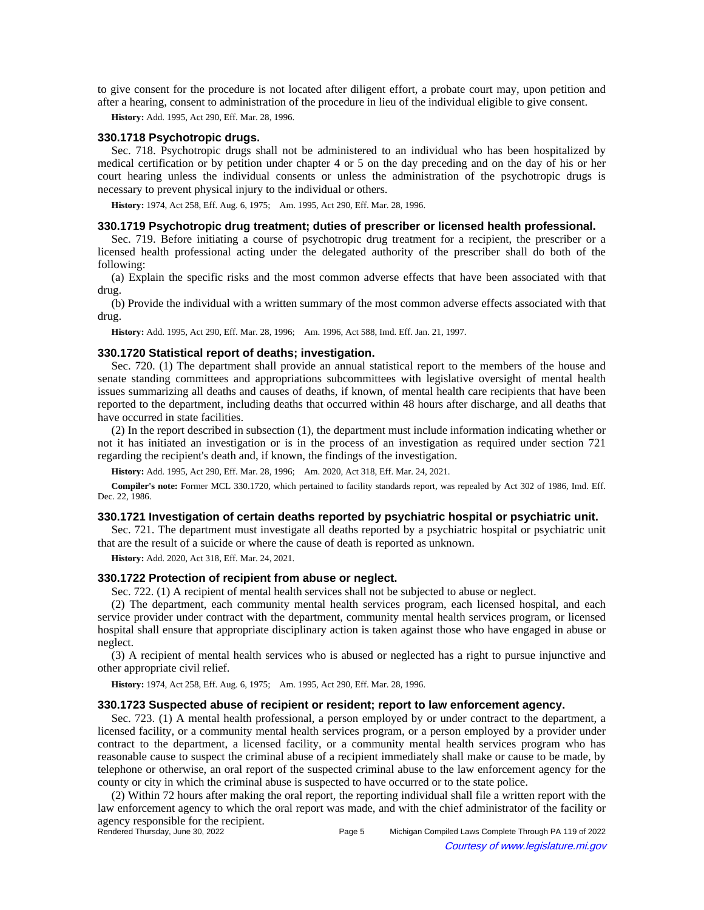to give consent for the procedure is not located after diligent effort, a probate court may, upon petition and after a hearing, consent to administration of the procedure in lieu of the individual eligible to give consent.

**History:** Add. 1995, Act 290, Eff. Mar. 28, 1996.

### 330.1718 Psychotropic drugs.

Sec. 718. Psychotropic drugs shall not be administered to an individual who has been hospitalized by medical certification or by petition under chapter 4 or 5 on the day preceding and on the day of his or her court hearing unless the individual consents or unless the administration of the psychotropic drugs is necessary to prevent physical injury to the individual or others.

**History:** 1974, Act 258, Eff. Aug. 6, 1975; Am. 1995, Act 290, Eff. Mar. 28, 1996.

### 330.1719 Psychotropic drug treatment; duties of prescriber or licensed health professional.

Sec. 719. Before initiating a course of psychotropic drug treatment for a recipient, the prescriber or a licensed health professional acting under the delegated authority of the prescriber shall do both of the following:

(a) Explain the specific risks and the most common adverse effects that have been associated with that drug.

(b) Provide the individual with a written summary of the most common adverse effects associated with that drug.

**History:** Add. 1995, Act 290, Eff. Mar. 28, 1996; Am. 1996, Act 588, Imd. Eff. Jan. 21, 1997.

### 330.1720 Statistical report of deaths; investigation.

Sec. 720. (1) The department shall provide an annual statistical report to the members of the house and senate standing committees and appropriations subcommittees with legislative oversight of mental health issues summarizing all deaths and causes of deaths, if known, of mental health care recipients that have been reported to the department, including deaths that occurred within 48 hours after discharge, and all deaths that have occurred in state facilities.

(2) In the report described in subsection (1), the department must include information indicating whether or not it has initiated an investigation or is in the process of an investigation as required under section 721 regarding the recipient's death and, if known, the findings of the investigation.

**History:** Add. 1995, Act 290, Eff. Mar. 28, 1996; Am. 2020, Act 318, Eff. Mar. 24, 2021.

**Compiler's note:** Former MCL 330.1720, which pertained to facility standards report, was repealed by Act 302 of 1986, Imd. Eff. Dec. 22, 1986.

### 330.1721 Investigation of certain deaths reported by psychiatric hospital or psychiatric unit.

Sec. 721. The department must investigate all deaths reported by a psychiatric hospital or psychiatric unit that are the result of a suicide or where the cause of death is reported as unknown.

**History:** Add. 2020, Act 318, Eff. Mar. 24, 2021.

### 330.1722 Protection of recipient from abuse or neglect.

Sec. 722. (1) A recipient of mental health services shall not be subjected to abuse or neglect.

(2) The department, each community mental health services program, each licensed hospital, and each service provider under contract with the department, community mental health services program, or licensed hospital shall ensure that appropriate disciplinary action is taken against those who have engaged in abuse or neglect.

(3) A recipient of mental health services who is abused or neglected has a right to pursue injunctive and other appropriate civil relief.

**History:** 1974, Act 258, Eff. Aug. 6, 1975; Am. 1995, Act 290, Eff. Mar. 28, 1996.

### 330.1723 Suspected abuse of recipient or resident; report to law enforcement agency.

Sec. 723. (1) A mental health professional, a person employed by or under contract to the department, a licensed facility, or a community mental health services program, or a person employed by a provider under contract to the department, a licensed facility, or a community mental health services program who has reasonable cause to suspect the criminal abuse of a recipient immediately shall make or cause to be made, by telephone or otherwise, an oral report of the suspected criminal abuse to the law enforcement agency for the county or city in which the criminal abuse is suspected to have occurred or to the state police.

(2) Within 72 hours after making the oral report, the reporting individual shall file a written report with the law enforcement agency to which the oral report was made, and with the chief administrator of the facility or agency responsible for the recipient.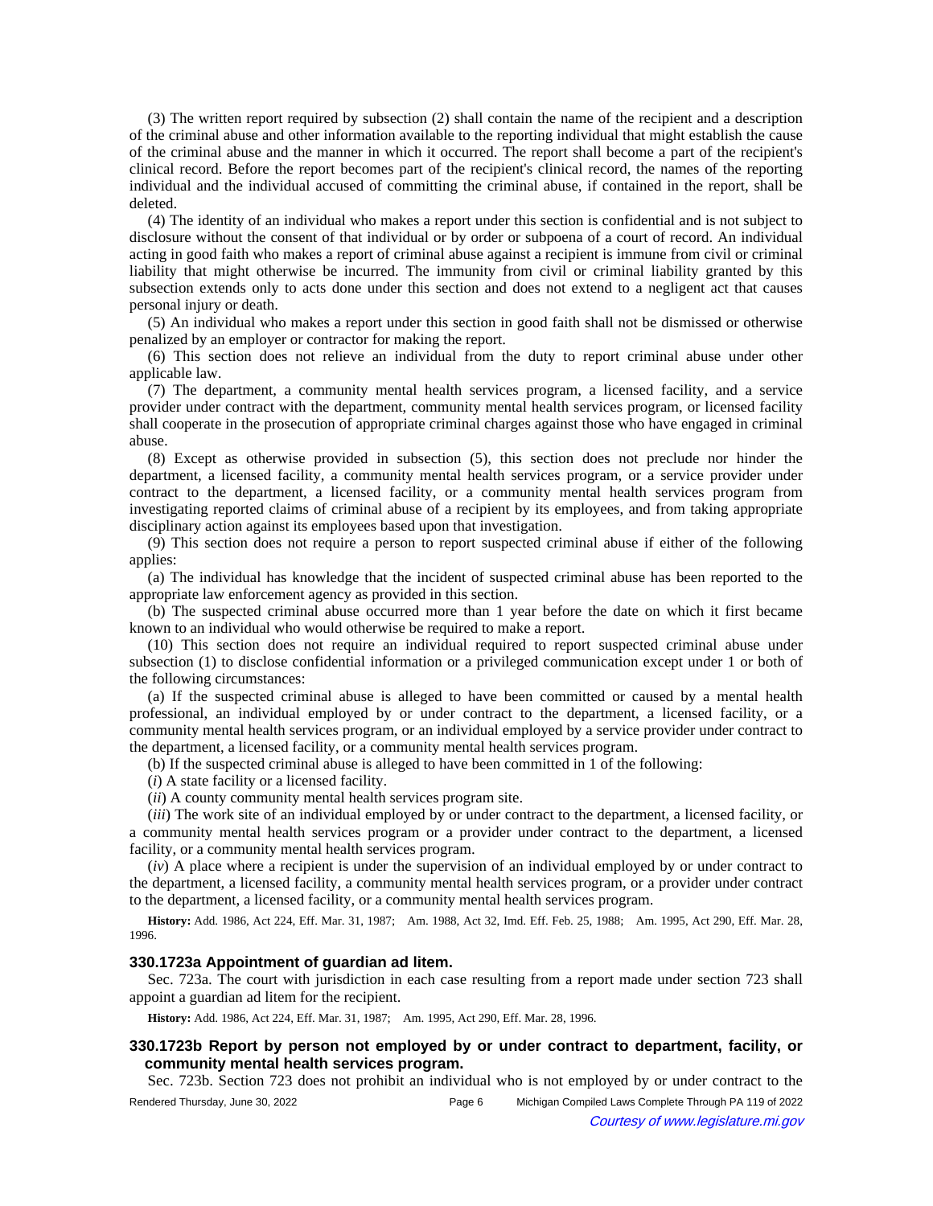(3) The written report required by subsection (2) shall contain the name of the recipient and a description of the criminal abuse and other information available to the reporting individual that might establish the cause of the criminal abuse and the manner in which it occurred. The report shall become a part of the recipient's clinical record. Before the report becomes part of the recipient's clinical record, the names of the reporting individual and the individual accused of committing the criminal abuse, if contained in the report, shall be deleted.

(4) The identity of an individual who makes a report under this section is confidential and is not subject to disclosure without the consent of that individual or by order or subpoena of a court of record. An individual acting in good faith who makes a report of criminal abuse against a recipient is immune from civil or criminal liability that might otherwise be incurred. The immunity from civil or criminal liability granted by this subsection extends only to acts done under this section and does not extend to a negligent act that causes personal injury or death.

(5) An individual who makes a report under this section in good faith shall not be dismissed or otherwise penalized by an employer or contractor for making the report.

(6) This section does not relieve an individual from the duty to report criminal abuse under other applicable law.

(7) The department, a community mental health services program, a licensed facility, and a service provider under contract with the department, community mental health services program, or licensed facility shall cooperate in the prosecution of appropriate criminal charges against those who have engaged in criminal abuse.

(8) Except as otherwise provided in subsection (5), this section does not preclude nor hinder the department, a licensed facility, a community mental health services program, or a service provider under contract to the department, a licensed facility, or a community mental health services program from investigating reported claims of criminal abuse of a recipient by its employees, and from taking appropriate disciplinary action against its employees based upon that investigation.

(9) This section does not require a person to report suspected criminal abuse if either of the following applies:

(a) The individual has knowledge that the incident of suspected criminal abuse has been reported to the appropriate law enforcement agency as provided in this section.

(b) The suspected criminal abuse occurred more than 1 year before the date on which it first became known to an individual who would otherwise be required to make a report.

(10) This section does not require an individual required to report suspected criminal abuse under subsection (1) to disclose confidential information or a privileged communication except under 1 or both of the following circumstances:

(a) If the suspected criminal abuse is alleged to have been committed or caused by a mental health professional, an individual employed by or under contract to the department, a licensed facility, or a community mental health services program, or an individual employed by a service provider under contract to the department, a licensed facility, or a community mental health services program.

(b) If the suspected criminal abuse is alleged to have been committed in 1 of the following:

(*i*) A state facility or a licensed facility.

(*ii*) A county community mental health services program site.

(*iii*) The work site of an individual employed by or under contract to the department, a licensed facility, or a community mental health services program or a provider under contract to the department, a licensed facility, or a community mental health services program.

(*iv*) A place where a recipient is under the supervision of an individual employed by or under contract to the department, a licensed facility, a community mental health services program, or a provider under contract to the department, a licensed facility, or a community mental health services program.

**History:** Add. 1986, Act 224, Eff. Mar. 31, 1987;—Am. 1988, Act 32, Imd. Eff. Feb. 25, 1988;—Am. 1995, Act 290, Eff. Mar. 28, 1996.

### 330.1723a Appointment of guardian ad litem.

Sec. 723a. The court with jurisdiction in each case resulting from a report made under section 723 shall appoint a guardian ad litem for the recipient.

**History:** Add. 1986, Act 224, Eff. Mar. 31, 1987;—Am. 1995, Act 290, Eff. Mar. 28, 1996.

### 330.1723b Report by person not employed by or under contract to department, facility, or community mental health services program.

Sec. 723b. Section 723 does not prohibit an individual who is not employed by or under contract to the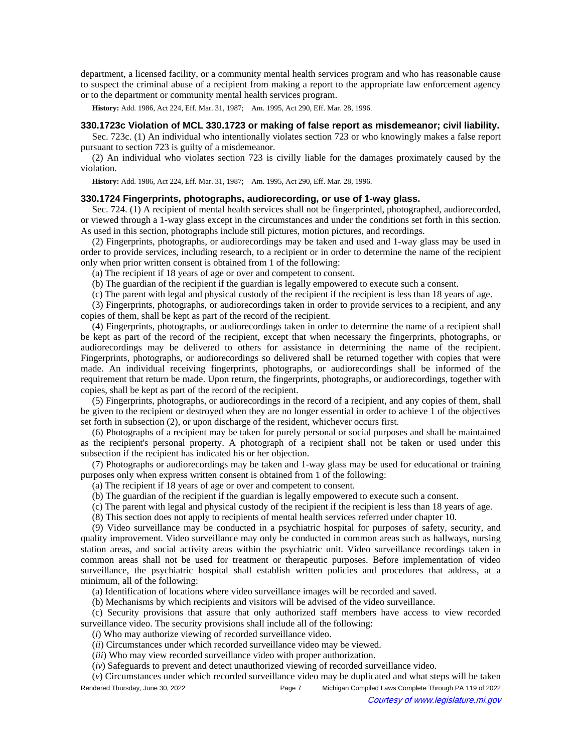department, a licensed facility, or a community mental health services program and who has reasonable cause to suspect the criminal abuse of a recipient from making a report to the appropriate law enforcement agency or to the department or community mental health services program.

**History:** Add. 1986, Act 224, Eff. Mar. 31, 1987; Am. 1995, Act 290, Eff. Mar. 28, 1996.

### 330.1723c Violation of MCL 330.1723 or making of false report as misdemeanor; civil liability.

Sec. 723c. (1) An individual who intentionally violates section 723 or who knowingly makes a false report pursuant to section 723 is guilty of a misdemeanor.

(2) An individual who violates section 723 is civilly liable for the damages proximately caused by the violation.

**History:** Add. 1986, Act 224, Eff. Mar. 31, 1987; Am. 1995, Act 290, Eff. Mar. 28, 1996.

### 330.1724 Fingerprints, photographs, audiorecording, or use of 1-way glass.

Sec. 724. (1) A recipient of mental health services shall not be fingerprinted, photographed, audiorecorded, or viewed through a 1-way glass except in the circumstances and under the conditions set forth in this section. As used in this section, photographs include still pictures, motion pictures, and recordings.

(2) Fingerprints, photographs, or audiorecordings may be taken and used and 1-way glass may be used in order to provide services, including research, to a recipient or in order to determine the name of the recipient only when prior written consent is obtained from 1 of the following:

(a) The recipient if 18 years of age or over and competent to consent.

(b) The guardian of the recipient if the guardian is legally empowered to execute such a consent.

(c) The parent with legal and physical custody of the recipient if the recipient is less than 18 years of age.

(3) Fingerprints, photographs, or audiorecordings taken in order to provide services to a recipient, and any copies of them, shall be kept as part of the record of the recipient.

(4) Fingerprints, photographs, or audiorecordings taken in order to determine the name of a recipient shall be kept as part of the record of the recipient, except that when necessary the fingerprints, photographs, or audiorecordings may be delivered to others for assistance in determining the name of the recipient. Fingerprints, photographs, or audiorecordings so delivered shall be returned together with copies that were made. An individual receiving fingerprints, photographs, or audiorecordings shall be informed of the requirement that return be made. Upon return, the fingerprints, photographs, or audiorecordings, together with copies, shall be kept as part of the record of the recipient.

(5) Fingerprints, photographs, or audiorecordings in the record of a recipient, and any copies of them, shall be given to the recipient or destroyed when they are no longer essential in order to achieve 1 of the objectives set forth in subsection (2), or upon discharge of the resident, whichever occurs first.

(6) Photographs of a recipient may be taken for purely personal or social purposes and shall be maintained as the recipient's personal property. A photograph of a recipient shall not be taken or used under this subsection if the recipient has indicated his or her objection.

(7) Photographs or audiorecordings may be taken and 1-way glass may be used for educational or training purposes only when express written consent is obtained from 1 of the following:

(a) The recipient if 18 years of age or over and competent to consent.

(b) The guardian of the recipient if the guardian is legally empowered to execute such a consent.

(c) The parent with legal and physical custody of the recipient if the recipient is less than 18 years of age.

(8) This section does not apply to recipients of mental health services referred under chapter 10.

(9) Video surveillance may be conducted in a psychiatric hospital for purposes of safety, security, and quality improvement. Video surveillance may only be conducted in common areas such as hallways, nursing station areas, and social activity areas within the psychiatric unit. Video surveillance recordings taken in common areas shall not be used for treatment or therapeutic purposes. Before implementation of video surveillance, the psychiatric hospital shall establish written policies and procedures that address, at a minimum, all of the following:

(a) Identification of locations where video surveillance images will be recorded and saved.

(b) Mechanisms by which recipients and visitors will be advised of the video surveillance.

(c) Security provisions that assure that only authorized staff members have access to view recorded surveillance video. The security provisions shall include all of the following:

(*i*) Who may authorize viewing of recorded surveillance video.

(*ii*) Circumstances under which recorded surveillance video may be viewed.

(*iii*) Who may view recorded surveillance video with proper authorization.

(*iv*) Safeguards to prevent and detect unauthorized viewing of recorded surveillance video.

(*v*) Circumstances under which recorded surveillance video may be duplicated and what steps will be taken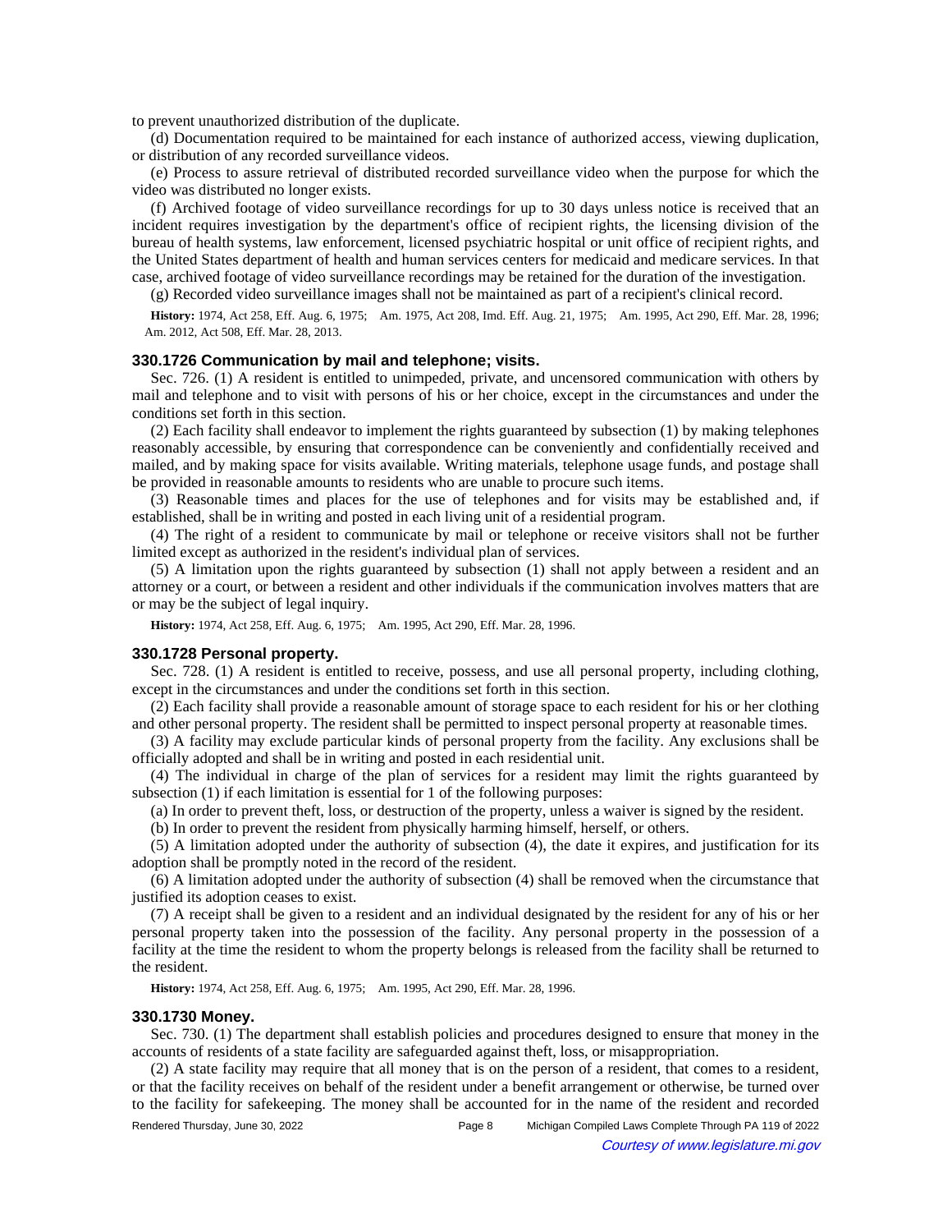to prevent unauthorized distribution of the duplicate.

(d) Documentation required to be maintained for each instance of authorized access, viewing duplication, or distribution of any recorded surveillance videos.

(e) Process to assure retrieval of distributed recorded surveillance video when the purpose for which the video was distributed no longer exists.

(f) Archived footage of video surveillance recordings for up to 30 days unless notice is received that an incident requires investigation by the department's office of recipient rights, the licensing division of the bureau of health systems, law enforcement, licensed psychiatric hospital or unit office of recipient rights, and the United States department of health and human services centers for medicaid and medicare services. In that case, archived footage of video surveillance recordings may be retained for the duration of the investigation.

(g) Recorded video surveillance images shall not be maintained as part of a recipient's clinical record.

**History:** 1974, Act 258, Eff. Aug. 6, 1975; Am. 1975, Act 208, Imd. Eff. Aug. 21, 1975; Am. 1995, Act 290, Eff. Mar. 28, 1996; Am. 2012, Act 508, Eff. Mar. 28, 2013.

### 330.1726 Communication by mail and telephone; visits.

Sec. 726. (1) A resident is entitled to unimpeded, private, and uncensored communication with others by mail and telephone and to visit with persons of his or her choice, except in the circumstances and under the conditions set forth in this section.

(2) Each facility shall endeavor to implement the rights guaranteed by subsection (1) by making telephones reasonably accessible, by ensuring that correspondence can be conveniently and confidentially received and mailed, and by making space for visits available. Writing materials, telephone usage funds, and postage shall be provided in reasonable amounts to residents who are unable to procure such items.

(3) Reasonable times and places for the use of telephones and for visits may be established and, if established, shall be in writing and posted in each living unit of a residential program.

(4) The right of a resident to communicate by mail or telephone or receive visitors shall not be further limited except as authorized in the resident's individual plan of services.

(5) A limitation upon the rights guaranteed by subsection (1) shall not apply between a resident and an attorney or a court, or between a resident and other individuals if the communication involves matters that are or may be the subject of legal inquiry.

**History:** 1974, Act 258, Eff. Aug. 6, 1975; Am. 1995, Act 290, Eff. Mar. 28, 1996.

### 330.1728 Personal property.

Sec. 728. (1) A resident is entitled to receive, possess, and use all personal property, including clothing, except in the circumstances and under the conditions set forth in this section.

(2) Each facility shall provide a reasonable amount of storage space to each resident for his or her clothing and other personal property. The resident shall be permitted to inspect personal property at reasonable times.

(3) A facility may exclude particular kinds of personal property from the facility. Any exclusions shall be officially adopted and shall be in writing and posted in each residential unit.

(4) The individual in charge of the plan of services for a resident may limit the rights guaranteed by subsection (1) if each limitation is essential for 1 of the following purposes:

(a) In order to prevent theft, loss, or destruction of the property, unless a waiver is signed by the resident.

(b) In order to prevent the resident from physically harming himself, herself, or others.

(5) A limitation adopted under the authority of subsection (4), the date it expires, and justification for its adoption shall be promptly noted in the record of the resident.

(6) A limitation adopted under the authority of subsection (4) shall be removed when the circumstance that justified its adoption ceases to exist.

(7) A receipt shall be given to a resident and an individual designated by the resident for any of his or her personal property taken into the possession of the facility. Any personal property in the possession of a facility at the time the resident to whom the property belongs is released from the facility shall be returned to the resident.

**History:** 1974, Act 258, Eff. Aug. 6, 1975; Am. 1995, Act 290, Eff. Mar. 28, 1996.

### 330.1730 Money.

Sec. 730. (1) The department shall establish policies and procedures designed to ensure that money in the accounts of residents of a state facility are safeguarded against theft, loss, or misappropriation.

(2) A state facility may require that all money that is on the person of a resident, that comes to a resident, or that the facility receives on behalf of the resident under a benefit arrangement or otherwise, be turned over to the facility for safekeeping. The money shall be accounted for in the name of the resident and recorded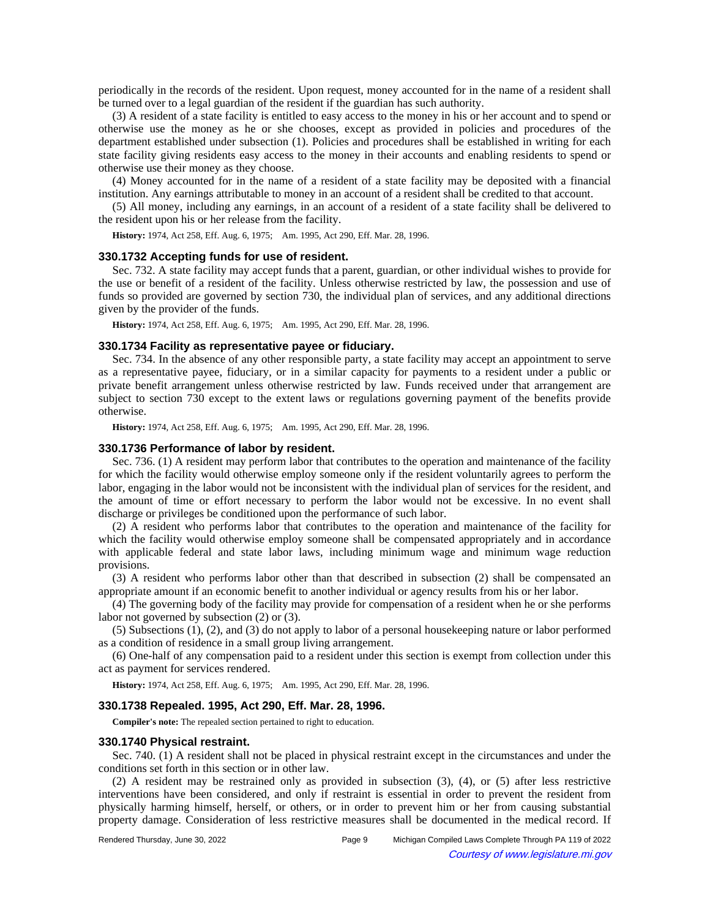periodically in the records of the resident. Upon request, money accounted for in the name of a resident shall be turned over to a legal guardian of the resident if the guardian has such authority.

(3) A resident of a state facility is entitled to easy access to the money in his or her account and to spend or otherwise use the money as he or she chooses, except as provided in policies and procedures of the department established under subsection (1). Policies and procedures shall be established in writing for each state facility giving residents easy access to the money in their accounts and enabling residents to spend or otherwise use their money as they choose.

(4) Money accounted for in the name of a resident of a state facility may be deposited with a financial institution. Any earnings attributable to money in an account of a resident shall be credited to that account.

(5) All money, including any earnings, in an account of a resident of a state facility shall be delivered to the resident upon his or her release from the facility.

**History:** 1974, Act 258, Eff. Aug. 6, 1975; Am. 1995, Act 290, Eff. Mar. 28, 1996.

### 330.1732 Accepting funds for use of resident.

Sec. 732. A state facility may accept funds that a parent, guardian, or other individual wishes to provide for the use or benefit of a resident of the facility. Unless otherwise restricted by law, the possession and use of funds so provided are governed by section 730, the individual plan of services, and any additional directions given by the provider of the funds.

**History:** 1974, Act 258, Eff. Aug. 6, 1975; Am. 1995, Act 290, Eff. Mar. 28, 1996.

### 330.1734 Facility as representative payee or fiduciary.

Sec. 734. In the absence of any other responsible party, a state facility may accept an appointment to serve as a representative payee, fiduciary, or in a similar capacity for payments to a resident under a public or private benefit arrangement unless otherwise restricted by law. Funds received under that arrangement are subject to section 730 except to the extent laws or regulations governing payment of the benefits provide otherwise.

**History:** 1974, Act 258, Eff. Aug. 6, 1975; Am. 1995, Act 290, Eff. Mar. 28, 1996.

### 330.1736 Performance of labor by resident.

Sec. 736. (1) A resident may perform labor that contributes to the operation and maintenance of the facility for which the facility would otherwise employ someone only if the resident voluntarily agrees to perform the labor, engaging in the labor would not be inconsistent with the individual plan of services for the resident, and the amount of time or effort necessary to perform the labor would not be excessive. In no event shall discharge or privileges be conditioned upon the performance of such labor.

(2) A resident who performs labor that contributes to the operation and maintenance of the facility for which the facility would otherwise employ someone shall be compensated appropriately and in accordance with applicable federal and state labor laws, including minimum wage and minimum wage reduction provisions.

(3) A resident who performs labor other than that described in subsection (2) shall be compensated an appropriate amount if an economic benefit to another individual or agency results from his or her labor.

(4) The governing body of the facility may provide for compensation of a resident when he or she performs labor not governed by subsection (2) or (3).

(5) Subsections (1), (2), and (3) do not apply to labor of a personal housekeeping nature or labor performed as a condition of residence in a small group living arrangement.

(6) One-half of any compensation paid to a resident under this section is exempt from collection under this act as payment for services rendered.

**History:** 1974, Act 258, Eff. Aug. 6, 1975; Am. 1995, Act 290, Eff. Mar. 28, 1996.

### 330.1738 Repealed. 1995, Act 290, Eff. Mar. 28, 1996.

**Compiler's note:** The repealed section pertained to right to education.

### 330.1740 Physical restraint.

Sec. 740. (1) A resident shall not be placed in physical restraint except in the circumstances and under the conditions set forth in this section or in other law.

(2) A resident may be restrained only as provided in subsection (3), (4), or (5) after less restrictive interventions have been considered, and only if restraint is essential in order to prevent the resident from physically harming himself, herself, or others, or in order to prevent him or her from causing substantial property damage. Consideration of less restrictive measures shall be documented in the medical record. If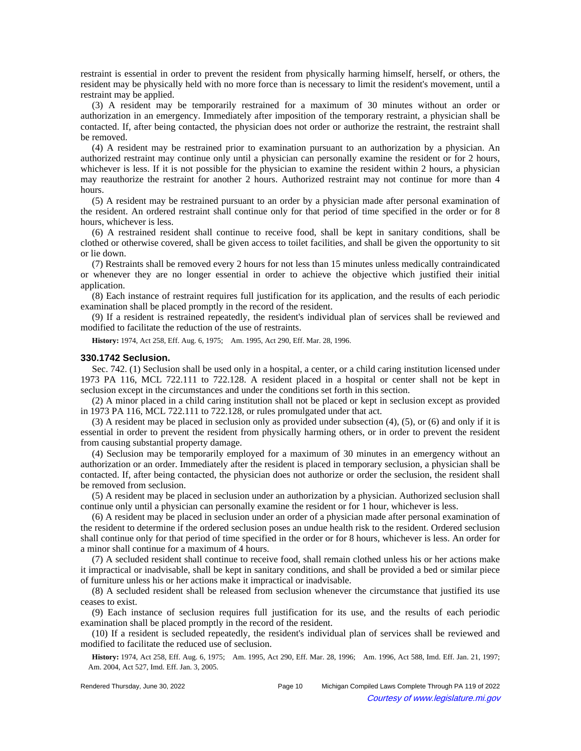restraint is essential in order to prevent the resident from physically harming himself, herself, or others, the resident may be physically held with no more force than is necessary to limit the resident's movement, until a restraint may be applied.

(3) A resident may be temporarily restrained for a maximum of 30 minutes without an order or authorization in an emergency. Immediately after imposition of the temporary restraint, a physician shall be contacted. If, after being contacted, the physician does not order or authorize the restraint, the restraint shall be removed.

(4) A resident may be restrained prior to examination pursuant to an authorization by a physician. An authorized restraint may continue only until a physician can personally examine the resident or for 2 hours, whichever is less. If it is not possible for the physician to examine the resident within 2 hours, a physician may reauthorize the restraint for another 2 hours. Authorized restraint may not continue for more than 4 hours.

(5) A resident may be restrained pursuant to an order by a physician made after personal examination of the resident. An ordered restraint shall continue only for that period of time specified in the order or for 8 hours, whichever is less.

(6) A restrained resident shall continue to receive food, shall be kept in sanitary conditions, shall be clothed or otherwise covered, shall be given access to toilet facilities, and shall be given the opportunity to sit or lie down.

(7) Restraints shall be removed every 2 hours for not less than 15 minutes unless medically contraindicated or whenever they are no longer essential in order to achieve the objective which justified their initial application.

(8) Each instance of restraint requires full justification for its application, and the results of each periodic examination shall be placed promptly in the record of the resident.

(9) If a resident is restrained repeatedly, the resident's individual plan of services shall be reviewed and modified to facilitate the reduction of the use of restraints.

**History:** 1974, Act 258, Eff. Aug. 6, 1975; Am. 1995, Act 290, Eff. Mar. 28, 1996.

### 330.1742 Seclusion.

Sec. 742. (1) Seclusion shall be used only in a hospital, a center, or a child caring institution licensed under 1973 PA 116, MCL 722.111 to 722.128. A resident placed in a hospital or center shall not be kept in seclusion except in the circumstances and under the conditions set forth in this section.

(2) A minor placed in a child caring institution shall not be placed or kept in seclusion except as provided in 1973 PA 116, MCL 722.111 to 722.128, or rules promulgated under that act.

(3) A resident may be placed in seclusion only as provided under subsection (4), (5), or (6) and only if it is essential in order to prevent the resident from physically harming others, or in order to prevent the resident from causing substantial property damage.

(4) Seclusion may be temporarily employed for a maximum of 30 minutes in an emergency without an authorization or an order. Immediately after the resident is placed in temporary seclusion, a physician shall be contacted. If, after being contacted, the physician does not authorize or order the seclusion, the resident shall be removed from seclusion.

(5) A resident may be placed in seclusion under an authorization by a physician. Authorized seclusion shall continue only until a physician can personally examine the resident or for 1 hour, whichever is less.

(6) A resident may be placed in seclusion under an order of a physician made after personal examination of the resident to determine if the ordered seclusion poses an undue health risk to the resident. Ordered seclusion shall continue only for that period of time specified in the order or for 8 hours, whichever is less. An order for a minor shall continue for a maximum of 4 hours.

(7) A secluded resident shall continue to receive food, shall remain clothed unless his or her actions make it impractical or inadvisable, shall be kept in sanitary conditions, and shall be provided a bed or similar piece of furniture unless his or her actions make it impractical or inadvisable.

(8) A secluded resident shall be released from seclusion whenever the circumstance that justified its use ceases to exist.

(9) Each instance of seclusion requires full justification for its use, and the results of each periodic examination shall be placed promptly in the record of the resident.

(10) If a resident is secluded repeatedly, the resident's individual plan of services shall be reviewed and modified to facilitate the reduced use of seclusion.

**History:** 1974, Act 258, Eff. Aug. 6, 1975; Am. 1995, Act 290, Eff. Mar. 28, 1996; Am. 1996, Act 588, Imd. Eff. Jan. 21, 1997; Am. 2004, Act 527, Imd. Eff. Jan. 3, 2005.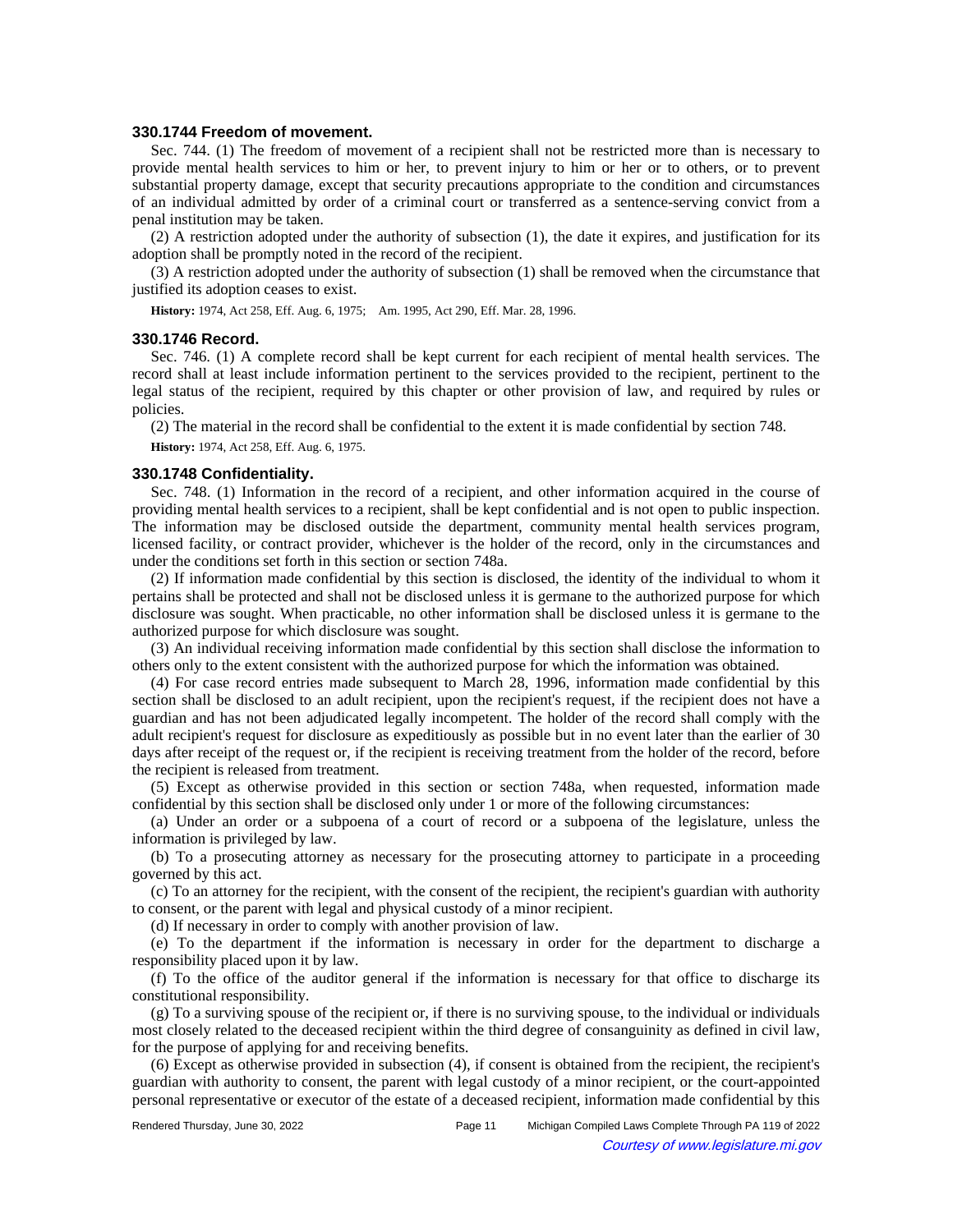### 330.1744 Freedom of movement.

Sec. 744. (1) The freedom of movement of a recipient shall not be restricted more than is necessary to provide mental health services to him or her, to prevent injury to him or her or to others, or to prevent substantial property damage, except that security precautions appropriate to the condition and circumstances of an individual admitted by order of a criminal court or transferred as a sentence-serving convict from a penal institution may be taken.

(2) A restriction adopted under the authority of subsection (1), the date it expires, and justification for its adoption shall be promptly noted in the record of the recipient.

(3) A restriction adopted under the authority of subsection (1) shall be removed when the circumstance that justified its adoption ceases to exist.

**History:** 1974, Act 258, Eff. Aug. 6, 1975;—Am. 1995, Act 290, Eff. Mar. 28, 1996.

### 330.1746 Record.

Sec. 746. (1) A complete record shall be kept current for each recipient of mental health services. The record shall at least include information pertinent to the services provided to the recipient, pertinent to the legal status of the recipient, required by this chapter or other provision of law, and required by rules or policies.

(2) The material in the record shall be confidential to the extent it is made confidential by section 748.

**History:** 1974, Act 258, Eff. Aug. 6, 1975.

### 330.1748 Confidentiality.

Sec. 748. (1) Information in the record of a recipient, and other information acquired in the course of providing mental health services to a recipient, shall be kept confidential and is not open to public inspection. The information may be disclosed outside the department, community mental health services program, licensed facility, or contract provider, whichever is the holder of the record, only in the circumstances and under the conditions set forth in this section or section 748a.

(2) If information made confidential by this section is disclosed, the identity of the individual to whom it pertains shall be protected and shall not be disclosed unless it is germane to the authorized purpose for which disclosure was sought. When practicable, no other information shall be disclosed unless it is germane to the authorized purpose for which disclosure was sought.

(3) An individual receiving information made confidential by this section shall disclose the information to others only to the extent consistent with the authorized purpose for which the information was obtained.

(4) For case record entries made subsequent to March 28, 1996, information made confidential by this section shall be disclosed to an adult recipient, upon the recipient's request, if the recipient does not have a guardian and has not been adjudicated legally incompetent. The holder of the record shall comply with the adult recipient's request for disclosure as expeditiously as possible but in no event later than the earlier of 30 days after receipt of the request or, if the recipient is receiving treatment from the holder of the record, before the recipient is released from treatment.

(5) Except as otherwise provided in this section or section 748a, when requested, information made confidential by this section shall be disclosed only under 1 or more of the following circumstances:

(a) Under an order or a subpoena of a court of record or a subpoena of the legislature, unless the information is privileged by law.

(b) To a prosecuting attorney as necessary for the prosecuting attorney to participate in a proceeding governed by this act.

(c) To an attorney for the recipient, with the consent of the recipient, the recipient's guardian with authority to consent, or the parent with legal and physical custody of a minor recipient.

(d) If necessary in order to comply with another provision of law.

(e) To the department if the information is necessary in order for the department to discharge a responsibility placed upon it by law.

(f) To the office of the auditor general if the information is necessary for that office to discharge its constitutional responsibility.

(g) To a surviving spouse of the recipient or, if there is no surviving spouse, to the individual or individuals most closely related to the deceased recipient within the third degree of consanguinity as defined in civil law, for the purpose of applying for and receiving benefits.

(6) Except as otherwise provided in subsection (4), if consent is obtained from the recipient, the recipient's guardian with authority to consent, the parent with legal custody of a minor recipient, or the court-appointed personal representative or executor of the estate of a deceased recipient, information made confidential by this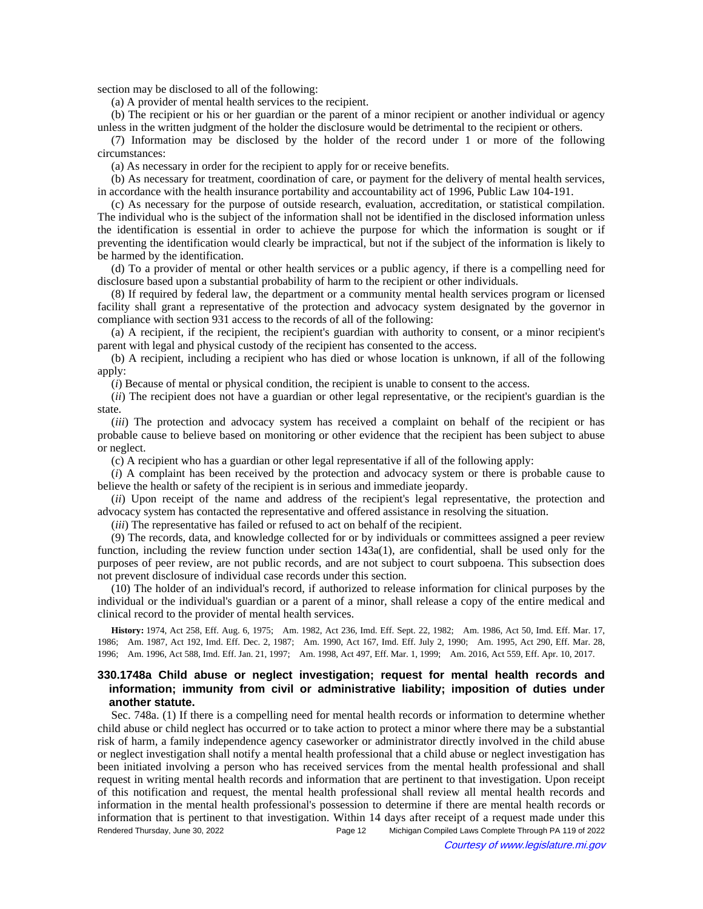section may be disclosed to all of the following:

(a) A provider of mental health services to the recipient.

(b) The recipient or his or her guardian or the parent of a minor recipient or another individual or agency unless in the written judgment of the holder the disclosure would be detrimental to the recipient or others.

(7) Information may be disclosed by the holder of the record under 1 or more of the following circumstances:

(a) As necessary in order for the recipient to apply for or receive benefits.

(b) As necessary for treatment, coordination of care, or payment for the delivery of mental health services, in accordance with the health insurance portability and accountability act of 1996, Public Law 104-191.

(c) As necessary for the purpose of outside research, evaluation, accreditation, or statistical compilation. The individual who is the subject of the information shall not be identified in the disclosed information unless the identification is essential in order to achieve the purpose for which the information is sought or if preventing the identification would clearly be impractical, but not if the subject of the information is likely to be harmed by the identification.

(d) To a provider of mental or other health services or a public agency, if there is a compelling need for disclosure based upon a substantial probability of harm to the recipient or other individuals.

(8) If required by federal law, the department or a community mental health services program or licensed facility shall grant a representative of the protection and advocacy system designated by the governor in compliance with section 931 access to the records of all of the following:

(a) A recipient, if the recipient, the recipient's guardian with authority to consent, or a minor recipient's parent with legal and physical custody of the recipient has consented to the access.

(b) A recipient, including a recipient who has died or whose location is unknown, if all of the following apply:

(*i*) Because of mental or physical condition, the recipient is unable to consent to the access.

(*ii*) The recipient does not have a guardian or other legal representative, or the recipient's guardian is the state.

(*iii*) The protection and advocacy system has received a complaint on behalf of the recipient or has probable cause to believe based on monitoring or other evidence that the recipient has been subject to abuse or neglect.

(c) A recipient who has a guardian or other legal representative if all of the following apply:

(*i*) A complaint has been received by the protection and advocacy system or there is probable cause to believe the health or safety of the recipient is in serious and immediate jeopardy.

(*ii*) Upon receipt of the name and address of the recipient's legal representative, the protection and advocacy system has contacted the representative and offered assistance in resolving the situation.

(*iii*) The representative has failed or refused to act on behalf of the recipient.

(9) The records, data, and knowledge collected for or by individuals or committees assigned a peer review function, including the review function under section 143a(1), are confidential, shall be used only for the purposes of peer review, are not public records, and are not subject to court subpoena. This subsection does not prevent disclosure of individual case records under this section.

(10) The holder of an individual's record, if authorized to release information for clinical purposes by the individual or the individual's guardian or a parent of a minor, shall release a copy of the entire medical and clinical record to the provider of mental health services.

**History:** 1974, Act 258, Eff. Aug. 6, 1975;—Am. 1982, Act 236, Imd. Eff. Sept. 22, 1982;—Am. 1986, Act 50, Imd. Eff. Mar. 17, 1986;—Am. 1987, Act 192, Imd. Eff. Dec. 2, 1987;—Am. 1990, Act 167, Imd. Eff. July 2, 1990;—Am. 1995, Act 290, Eff. Mar. 28, 1996;—Am. 1996, Act 588, Imd. Eff. Jan. 21, 1997;—Am. 1998, Act 497, Eff. Mar. 1, 1999;—Am. 2016, Act 559, Eff. Apr. 10, 2017.

### 330.1748a Child abuse or neglect investigation; request for mental health records and information; immunity from civil or administrative liability; imposition of duties under another statute.

Sec. 748a. (1) If there is a compelling need for mental health records or information to determine whether child abuse or child neglect has occurred or to take action to protect a minor where there may be a substantial risk of harm, a family independence agency caseworker or administrator directly involved in the child abuse or neglect investigation shall notify a mental health professional that a child abuse or neglect investigation has been initiated involving a person who has received services from the mental health professional and shall request in writing mental health records and information that are pertinent to that investigation. Upon receipt of this notification and request, the mental health professional shall review all mental health records and information in the mental health professional's possession to determine if there are mental health records or information that is pertinent to that investigation. Within 14 days after receipt of a request made under this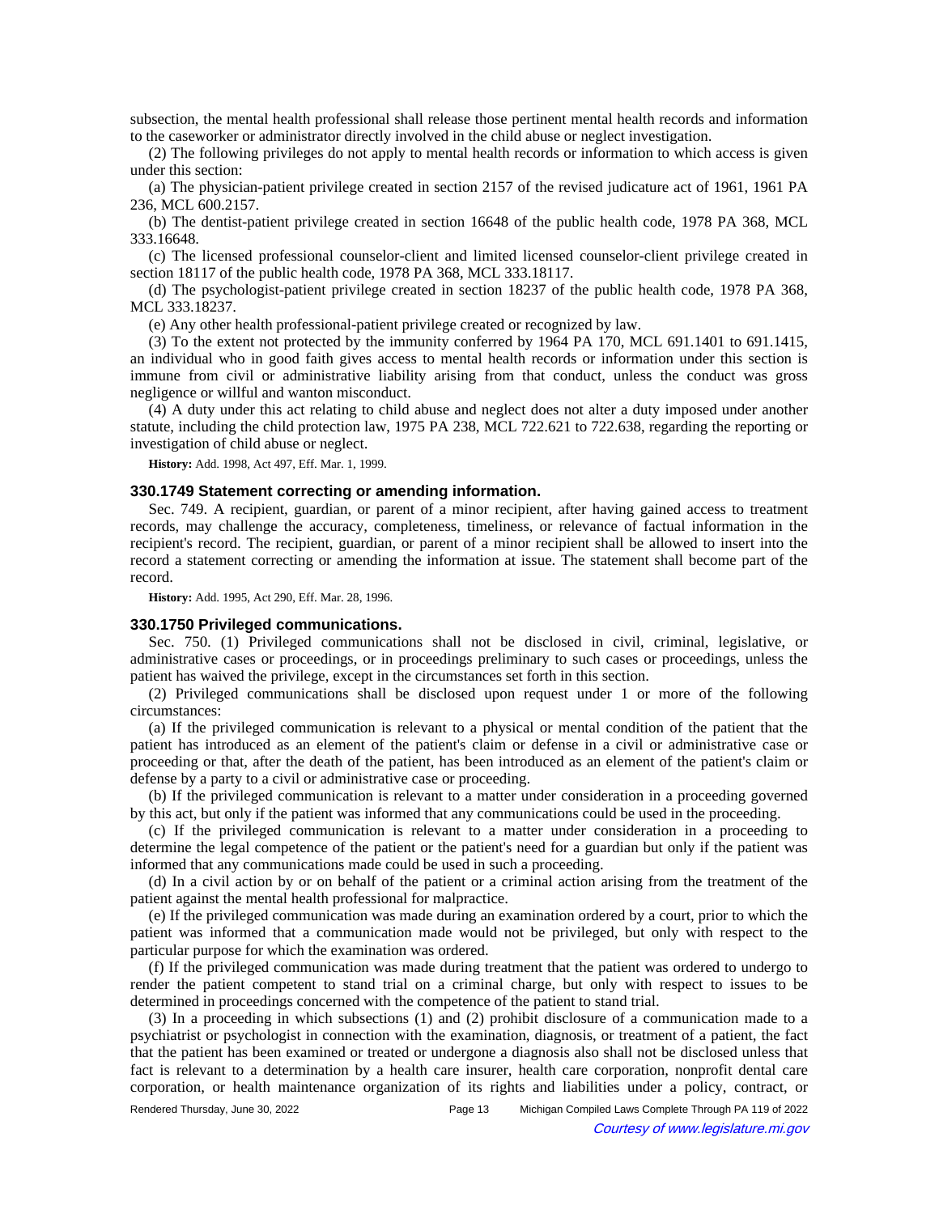subsection, the mental health professional shall release those pertinent mental health records and information to the caseworker or administrator directly involved in the child abuse or neglect investigation.

(2) The following privileges do not apply to mental health records or information to which access is given under this section:

(a) The physician-patient privilege created in section 2157 of the revised judicature act of 1961, 1961 PA 236, MCL 600.2157.

(b) The dentist-patient privilege created in section 16648 of the public health code, 1978 PA 368, MCL 333.16648.

(c) The licensed professional counselor-client and limited licensed counselor-client privilege created in section 18117 of the public health code, 1978 PA 368, MCL 333.18117.

(d) The psychologist-patient privilege created in section 18237 of the public health code, 1978 PA 368, MCL 333.18237.

(e) Any other health professional-patient privilege created or recognized by law.

(3) To the extent not protected by the immunity conferred by 1964 PA 170, MCL 691.1401 to 691.1415, an individual who in good faith gives access to mental health records or information under this section is immune from civil or administrative liability arising from that conduct, unless the conduct was gross negligence or willful and wanton misconduct.

(4) A duty under this act relating to child abuse and neglect does not alter a duty imposed under another statute, including the child protection law, 1975 PA 238, MCL 722.621 to 722.638, regarding the reporting or investigation of child abuse or neglect.

**History:** Add. 1998, Act 497, Eff. Mar. 1, 1999.

### 330.1749 Statement correcting or amending information.

Sec. 749. A recipient, guardian, or parent of a minor recipient, after having gained access to treatment records, may challenge the accuracy, completeness, timeliness, or relevance of factual information in the recipient's record. The recipient, guardian, or parent of a minor recipient shall be allowed to insert into the record a statement correcting or amending the information at issue. The statement shall become part of the record.

**History:** Add. 1995, Act 290, Eff. Mar. 28, 1996.

### 330.1750 Privileged communications.

Sec. 750. (1) Privileged communications shall not be disclosed in civil, criminal, legislative, or administrative cases or proceedings, or in proceedings preliminary to such cases or proceedings, unless the patient has waived the privilege, except in the circumstances set forth in this section.

(2) Privileged communications shall be disclosed upon request under 1 or more of the following circumstances:

(a) If the privileged communication is relevant to a physical or mental condition of the patient that the patient has introduced as an element of the patient's claim or defense in a civil or administrative case or proceeding or that, after the death of the patient, has been introduced as an element of the patient's claim or defense by a party to a civil or administrative case or proceeding.

(b) If the privileged communication is relevant to a matter under consideration in a proceeding governed by this act, but only if the patient was informed that any communications could be used in the proceeding.

(c) If the privileged communication is relevant to a matter under consideration in a proceeding to determine the legal competence of the patient or the patient's need for a guardian but only if the patient was informed that any communications made could be used in such a proceeding.

(d) In a civil action by or on behalf of the patient or a criminal action arising from the treatment of the patient against the mental health professional for malpractice.

(e) If the privileged communication was made during an examination ordered by a court, prior to which the patient was informed that a communication made would not be privileged, but only with respect to the particular purpose for which the examination was ordered.

(f) If the privileged communication was made during treatment that the patient was ordered to undergo to render the patient competent to stand trial on a criminal charge, but only with respect to issues to be determined in proceedings concerned with the competence of the patient to stand trial.

(3) In a proceeding in which subsections (1) and (2) prohibit disclosure of a communication made to a psychiatrist or psychologist in connection with the examination, diagnosis, or treatment of a patient, the fact that the patient has been examined or treated or undergone a diagnosis also shall not be disclosed unless that fact is relevant to a determination by a health care insurer, health care corporation, nonprofit dental care corporation, or health maintenance organization of its rights and liabilities under a policy, contract, or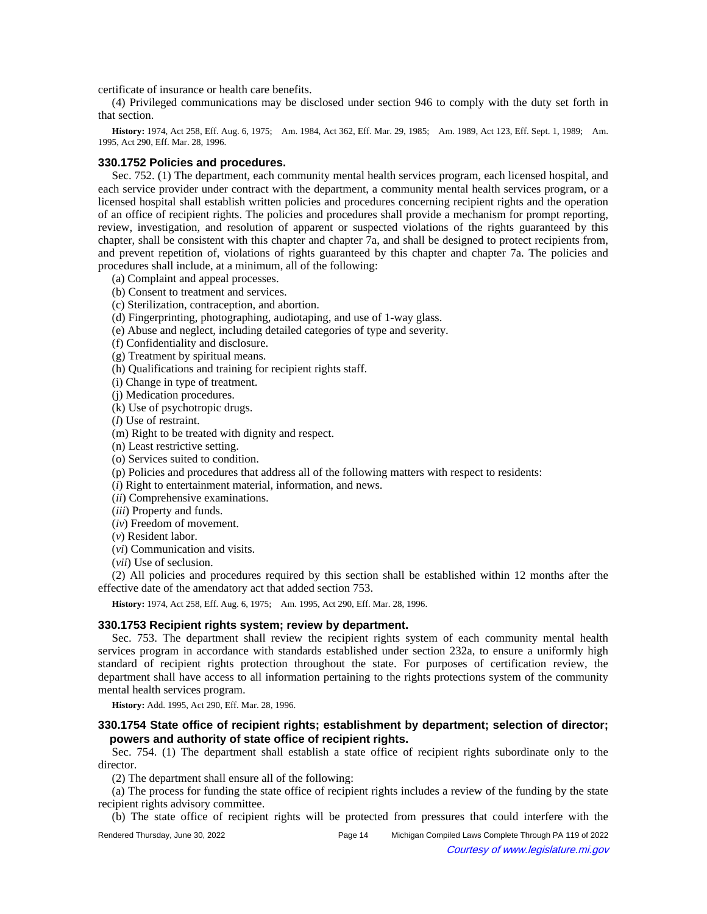certificate of insurance or health care benefits.

(4) Privileged communications may be disclosed under section 946 to comply with the duty set forth in that section.

**History:** 1974, Act 258, Eff. Aug. 6, 1975; Am. 1984, Act 362, Eff. Mar. 29, 1985; Am. 1989, Act 123, Eff. Sept. 1, 1989; Am. 1995, Act 290, Eff. Mar. 28, 1996.

### 330.1752 Policies and procedures.

Sec. 752. (1) The department, each community mental health services program, each licensed hospital, and each service provider under contract with the department, a community mental health services program, or a licensed hospital shall establish written policies and procedures concerning recipient rights and the operation of an office of recipient rights. The policies and procedures shall provide a mechanism for prompt reporting, review, investigation, and resolution of apparent or suspected violations of the rights guaranteed by this chapter, shall be consistent with this chapter and chapter 7a, and shall be designed to protect recipients from, and prevent repetition of, violations of rights guaranteed by this chapter and chapter 7a. The policies and procedures shall include, at a minimum, all of the following:

(a) Complaint and appeal processes.

(b) Consent to treatment and services.

(c) Sterilization, contraception, and abortion.

(d) Fingerprinting, photographing, audiotaping, and use of 1-way glass.

(e) Abuse and neglect, including detailed categories of type and severity.

(f) Confidentiality and disclosure.

(g) Treatment by spiritual means.

(h) Qualifications and training for recipient rights staff.

(i) Change in type of treatment.

(j) Medication procedures.

(k) Use of psychotropic drugs.

(*l*) Use of restraint.

(m) Right to be treated with dignity and respect.

(n) Least restrictive setting.

(o) Services suited to condition.

(p) Policies and procedures that address all of the following matters with respect to residents:

(*i*) Right to entertainment material, information, and news.

(*ii*) Comprehensive examinations.

(*iii*) Property and funds.

(*iv*) Freedom of movement.

(*v*) Resident labor.

(*vi*) Communication and visits.

(*vii*) Use of seclusion.

(2) All policies and procedures required by this section shall be established within 12 months after the effective date of the amendatory act that added section 753.

**History:** 1974, Act 258, Eff. Aug. 6, 1975; Am. 1995, Act 290, Eff. Mar. 28, 1996.

### 330.1753 Recipient rights system; review by department.

Sec. 753. The department shall review the recipient rights system of each community mental health services program in accordance with standards established under section 232a, to ensure a uniformly high standard of recipient rights protection throughout the state. For purposes of certification review, the department shall have access to all information pertaining to the rights protections system of the community mental health services program.

**History:** Add. 1995, Act 290, Eff. Mar. 28, 1996.

### 330.1754 State office of recipient rights; establishment by department; selection of director; powers and authority of state office of recipient rights.

Sec. 754. (1) The department shall establish a state office of recipient rights subordinate only to the director.

(2) The department shall ensure all of the following:

(a) The process for funding the state office of recipient rights includes a review of the funding by the state recipient rights advisory committee.

(b) The state office of recipient rights will be protected from pressures that could interfere with the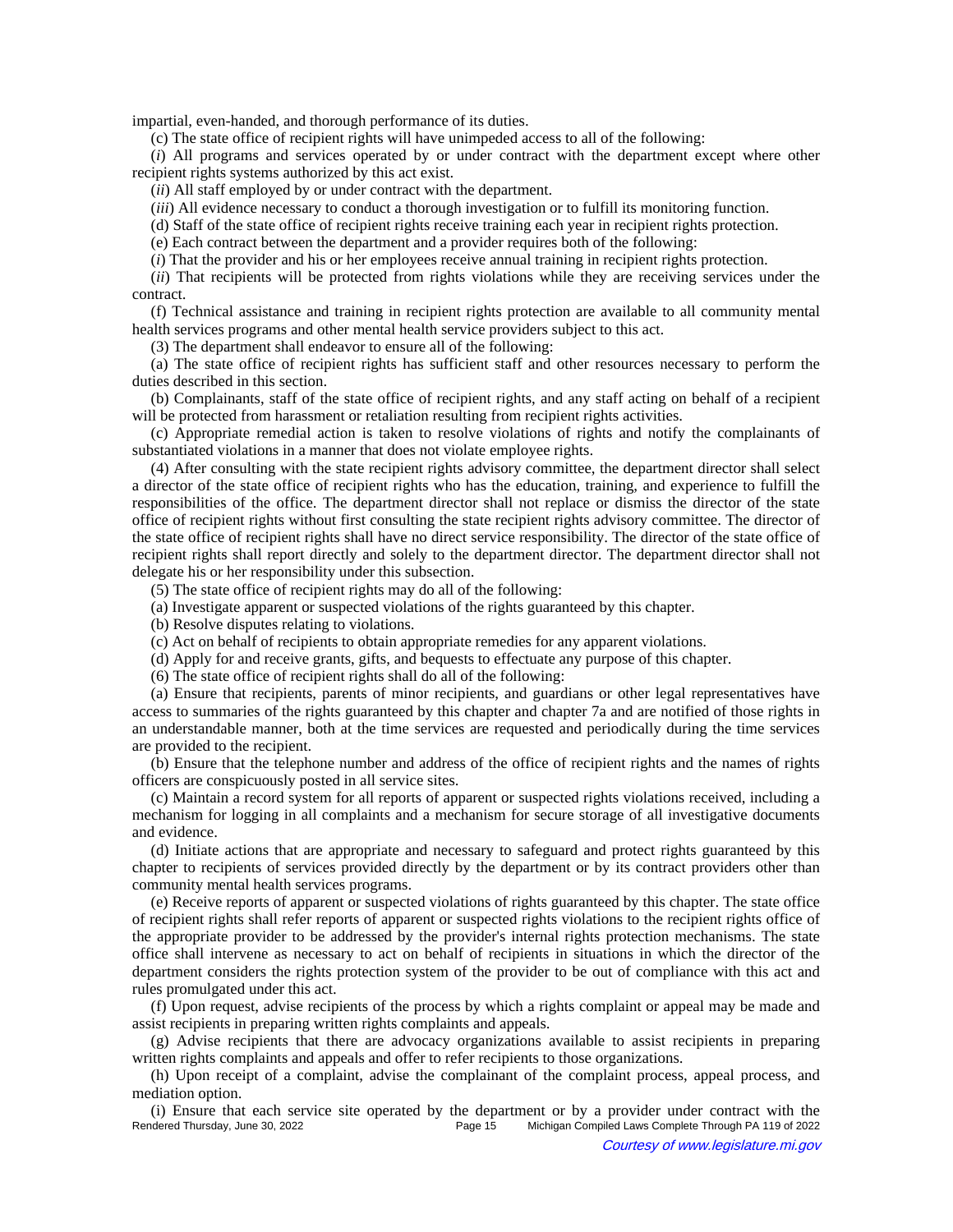impartial, even-handed, and thorough performance of its duties.

(c) The state office of recipient rights will have unimpeded access to all of the following:

(*i*) All programs and services operated by or under contract with the department except where other recipient rights systems authorized by this act exist.

(*ii*) All staff employed by or under contract with the department.

(*iii*) All evidence necessary to conduct a thorough investigation or to fulfill its monitoring function.

(d) Staff of the state office of recipient rights receive training each year in recipient rights protection.

(e) Each contract between the department and a provider requires both of the following:

(*i*) That the provider and his or her employees receive annual training in recipient rights protection.

(*ii*) That recipients will be protected from rights violations while they are receiving services under the contract.

(f) Technical assistance and training in recipient rights protection are available to all community mental health services programs and other mental health service providers subject to this act.

(3) The department shall endeavor to ensure all of the following:

(a) The state office of recipient rights has sufficient staff and other resources necessary to perform the duties described in this section.

(b) Complainants, staff of the state office of recipient rights, and any staff acting on behalf of a recipient will be protected from harassment or retaliation resulting from recipient rights activities.

(c) Appropriate remedial action is taken to resolve violations of rights and notify the complainants of substantiated violations in a manner that does not violate employee rights.

(4) After consulting with the state recipient rights advisory committee, the department director shall select a director of the state office of recipient rights who has the education, training, and experience to fulfill the responsibilities of the office. The department director shall not replace or dismiss the director of the state office of recipient rights without first consulting the state recipient rights advisory committee. The director of the state office of recipient rights shall have no direct service responsibility. The director of the state office of recipient rights shall report directly and solely to the department director. The department director shall not delegate his or her responsibility under this subsection.

(5) The state office of recipient rights may do all of the following:

(a) Investigate apparent or suspected violations of the rights guaranteed by this chapter.

(b) Resolve disputes relating to violations.

(c) Act on behalf of recipients to obtain appropriate remedies for any apparent violations.

(d) Apply for and receive grants, gifts, and bequests to effectuate any purpose of this chapter.

(6) The state office of recipient rights shall do all of the following:

(a) Ensure that recipients, parents of minor recipients, and guardians or other legal representatives have access to summaries of the rights guaranteed by this chapter and chapter 7a and are notified of those rights in an understandable manner, both at the time services are requested and periodically during the time services are provided to the recipient.

(b) Ensure that the telephone number and address of the office of recipient rights and the names of rights officers are conspicuously posted in all service sites.

(c) Maintain a record system for all reports of apparent or suspected rights violations received, including a mechanism for logging in all complaints and a mechanism for secure storage of all investigative documents and evidence.

(d) Initiate actions that are appropriate and necessary to safeguard and protect rights guaranteed by this chapter to recipients of services provided directly by the department or by its contract providers other than community mental health services programs.

(e) Receive reports of apparent or suspected violations of rights guaranteed by this chapter. The state office of recipient rights shall refer reports of apparent or suspected rights violations to the recipient rights office of the appropriate provider to be addressed by the provider's internal rights protection mechanisms. The state office shall intervene as necessary to act on behalf of recipients in situations in which the director of the department considers the rights protection system of the provider to be out of compliance with this act and rules promulgated under this act.

(f) Upon request, advise recipients of the process by which a rights complaint or appeal may be made and assist recipients in preparing written rights complaints and appeals.

(g) Advise recipients that there are advocacy organizations available to assist recipients in preparing written rights complaints and appeals and offer to refer recipients to those organizations.

(h) Upon receipt of a complaint, advise the complainant of the complaint process, appeal process, and mediation option.

(i) Ensure that each service site operated by the department or by a provider under contract with the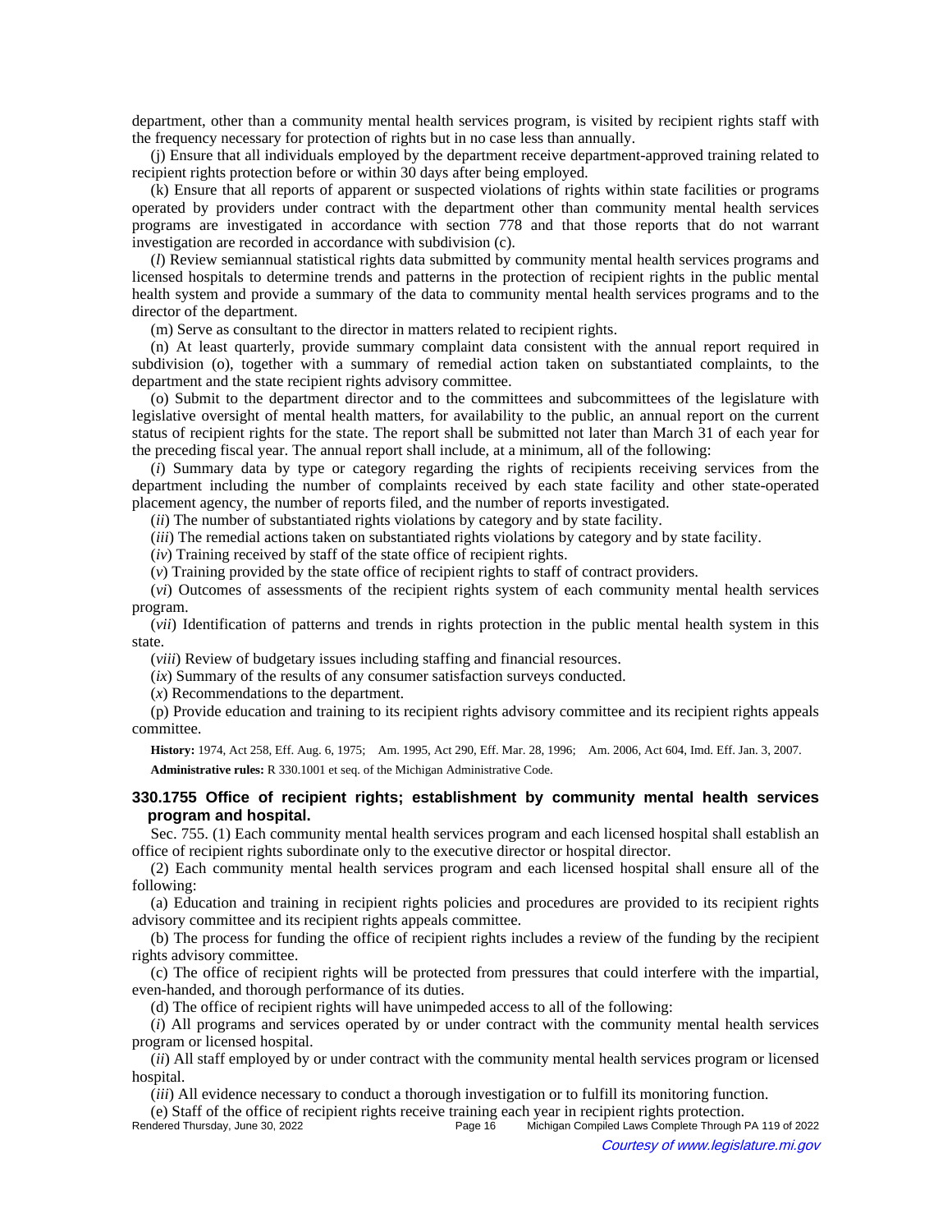department, other than a community mental health services program, is visited by recipient rights staff with the frequency necessary for protection of rights but in no case less than annually.

(j) Ensure that all individuals employed by the department receive department-approved training related to recipient rights protection before or within 30 days after being employed.

(k) Ensure that all reports of apparent or suspected violations of rights within state facilities or programs operated by providers under contract with the department other than community mental health services programs are investigated in accordance with section 778 and that those reports that do not warrant investigation are recorded in accordance with subdivision (c).

(*l*) Review semiannual statistical rights data submitted by community mental health services programs and licensed hospitals to determine trends and patterns in the protection of recipient rights in the public mental health system and provide a summary of the data to community mental health services programs and to the director of the department.

(m) Serve as consultant to the director in matters related to recipient rights.

(n) At least quarterly, provide summary complaint data consistent with the annual report required in subdivision (o), together with a summary of remedial action taken on substantiated complaints, to the department and the state recipient rights advisory committee.

(o) Submit to the department director and to the committees and subcommittees of the legislature with legislative oversight of mental health matters, for availability to the public, an annual report on the current status of recipient rights for the state. The report shall be submitted not later than March 31 of each year for the preceding fiscal year. The annual report shall include, at a minimum, all of the following:

(*i*) Summary data by type or category regarding the rights of recipients receiving services from the department including the number of complaints received by each state facility and other state-operated placement agency, the number of reports filed, and the number of reports investigated.

(*ii*) The number of substantiated rights violations by category and by state facility.

(*iii*) The remedial actions taken on substantiated rights violations by category and by state facility.

(*iv*) Training received by staff of the state office of recipient rights.

(*v*) Training provided by the state office of recipient rights to staff of contract providers.

(*vi*) Outcomes of assessments of the recipient rights system of each community mental health services program.

(*vii*) Identification of patterns and trends in rights protection in the public mental health system in this state.

(*viii*) Review of budgetary issues including staffing and financial resources.

(*ix*) Summary of the results of any consumer satisfaction surveys conducted.

(*x*) Recommendations to the department.

(p) Provide education and training to its recipient rights advisory committee and its recipient rights appeals committee.

**History:** 1974, Act 258, Eff. Aug. 6, 1975;—Am. 1995, Act 290, Eff. Mar. 28, 1996;—Am. 2006, Act 604, Imd. Eff. Jan. 3, 2007.

**Administrative rules:** R 330.1001 et seq. of the Michigan Administrative Code.

### 330.1755 Office of recipient rights; establishment by community mental health services program and hospital.

Sec. 755. (1) Each community mental health services program and each licensed hospital shall establish an office of recipient rights subordinate only to the executive director or hospital director.

(2) Each community mental health services program and each licensed hospital shall ensure all of the following:

(a) Education and training in recipient rights policies and procedures are provided to its recipient rights advisory committee and its recipient rights appeals committee.

(b) The process for funding the office of recipient rights includes a review of the funding by the recipient rights advisory committee.

(c) The office of recipient rights will be protected from pressures that could interfere with the impartial, even-handed, and thorough performance of its duties.

(d) The office of recipient rights will have unimpeded access to all of the following:

(*i*) All programs and services operated by or under contract with the community mental health services program or licensed hospital.

(*ii*) All staff employed by or under contract with the community mental health services program or licensed hospital.

(*iii*) All evidence necessary to conduct a thorough investigation or to fulfill its monitoring function.

(e) Staff of the office of recipient rights receive training each year in recipient rights protection.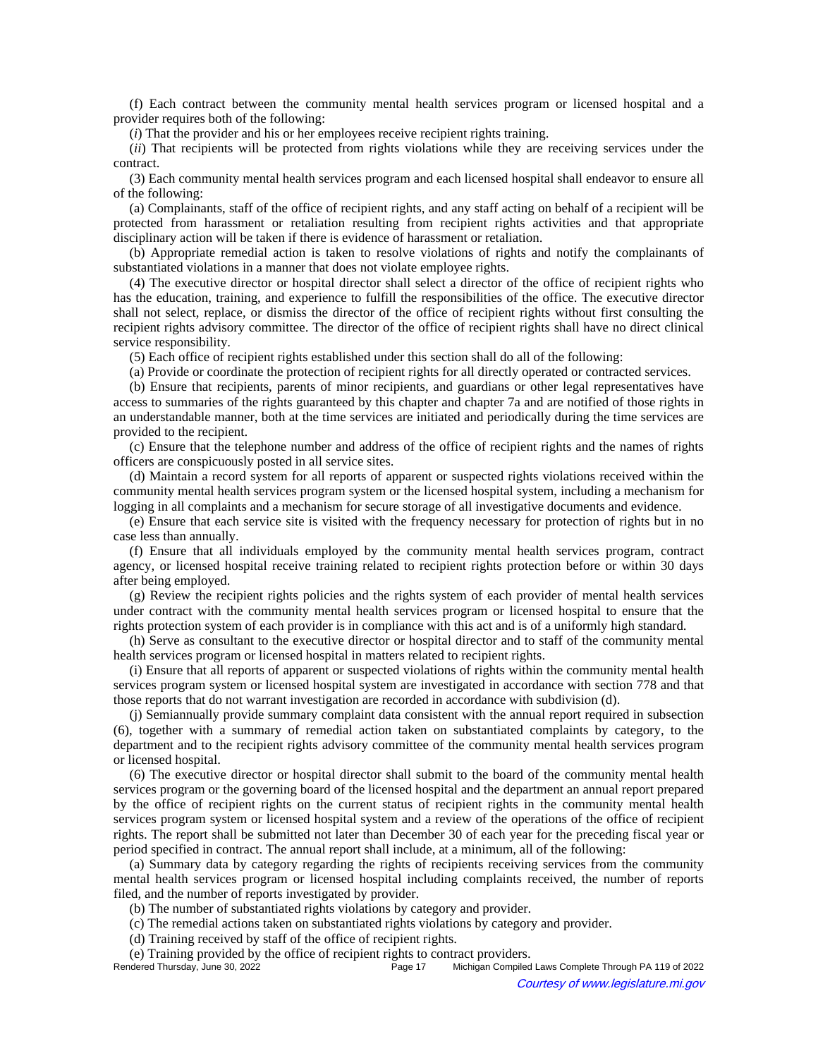(f) Each contract between the community mental health services program or licensed hospital and a provider requires both of the following:

(*i*) That the provider and his or her employees receive recipient rights training.

(*ii*) That recipients will be protected from rights violations while they are receiving services under the contract.

(3) Each community mental health services program and each licensed hospital shall endeavor to ensure all of the following:

(a) Complainants, staff of the office of recipient rights, and any staff acting on behalf of a recipient will be protected from harassment or retaliation resulting from recipient rights activities and that appropriate disciplinary action will be taken if there is evidence of harassment or retaliation.

(b) Appropriate remedial action is taken to resolve violations of rights and notify the complainants of substantiated violations in a manner that does not violate employee rights.

(4) The executive director or hospital director shall select a director of the office of recipient rights who has the education, training, and experience to fulfill the responsibilities of the office. The executive director shall not select, replace, or dismiss the director of the office of recipient rights without first consulting the recipient rights advisory committee. The director of the office of recipient rights shall have no direct clinical service responsibility.

(5) Each office of recipient rights established under this section shall do all of the following:

(a) Provide or coordinate the protection of recipient rights for all directly operated or contracted services.

(b) Ensure that recipients, parents of minor recipients, and guardians or other legal representatives have access to summaries of the rights guaranteed by this chapter and chapter 7a and are notified of those rights in an understandable manner, both at the time services are initiated and periodically during the time services are provided to the recipient.

(c) Ensure that the telephone number and address of the office of recipient rights and the names of rights officers are conspicuously posted in all service sites.

(d) Maintain a record system for all reports of apparent or suspected rights violations received within the community mental health services program system or the licensed hospital system, including a mechanism for logging in all complaints and a mechanism for secure storage of all investigative documents and evidence.

(e) Ensure that each service site is visited with the frequency necessary for protection of rights but in no case less than annually.

(f) Ensure that all individuals employed by the community mental health services program, contract agency, or licensed hospital receive training related to recipient rights protection before or within 30 days after being employed.

(g) Review the recipient rights policies and the rights system of each provider of mental health services under contract with the community mental health services program or licensed hospital to ensure that the rights protection system of each provider is in compliance with this act and is of a uniformly high standard.

(h) Serve as consultant to the executive director or hospital director and to staff of the community mental health services program or licensed hospital in matters related to recipient rights.

(i) Ensure that all reports of apparent or suspected violations of rights within the community mental health services program system or licensed hospital system are investigated in accordance with section 778 and that those reports that do not warrant investigation are recorded in accordance with subdivision (d).

(j) Semiannually provide summary complaint data consistent with the annual report required in subsection (6), together with a summary of remedial action taken on substantiated complaints by category, to the department and to the recipient rights advisory committee of the community mental health services program or licensed hospital.

(6) The executive director or hospital director shall submit to the board of the community mental health services program or the governing board of the licensed hospital and the department an annual report prepared by the office of recipient rights on the current status of recipient rights in the community mental health services program system or licensed hospital system and a review of the operations of the office of recipient rights. The report shall be submitted not later than December 30 of each year for the preceding fiscal year or period specified in contract. The annual report shall include, at a minimum, all of the following:

(a) Summary data by category regarding the rights of recipients receiving services from the community mental health services program or licensed hospital including complaints received, the number of reports filed, and the number of reports investigated by provider.

(b) The number of substantiated rights violations by category and provider.

(c) The remedial actions taken on substantiated rights violations by category and provider.

(d) Training received by staff of the office of recipient rights.

(e) Training provided by the office of recipient rights to contract providers.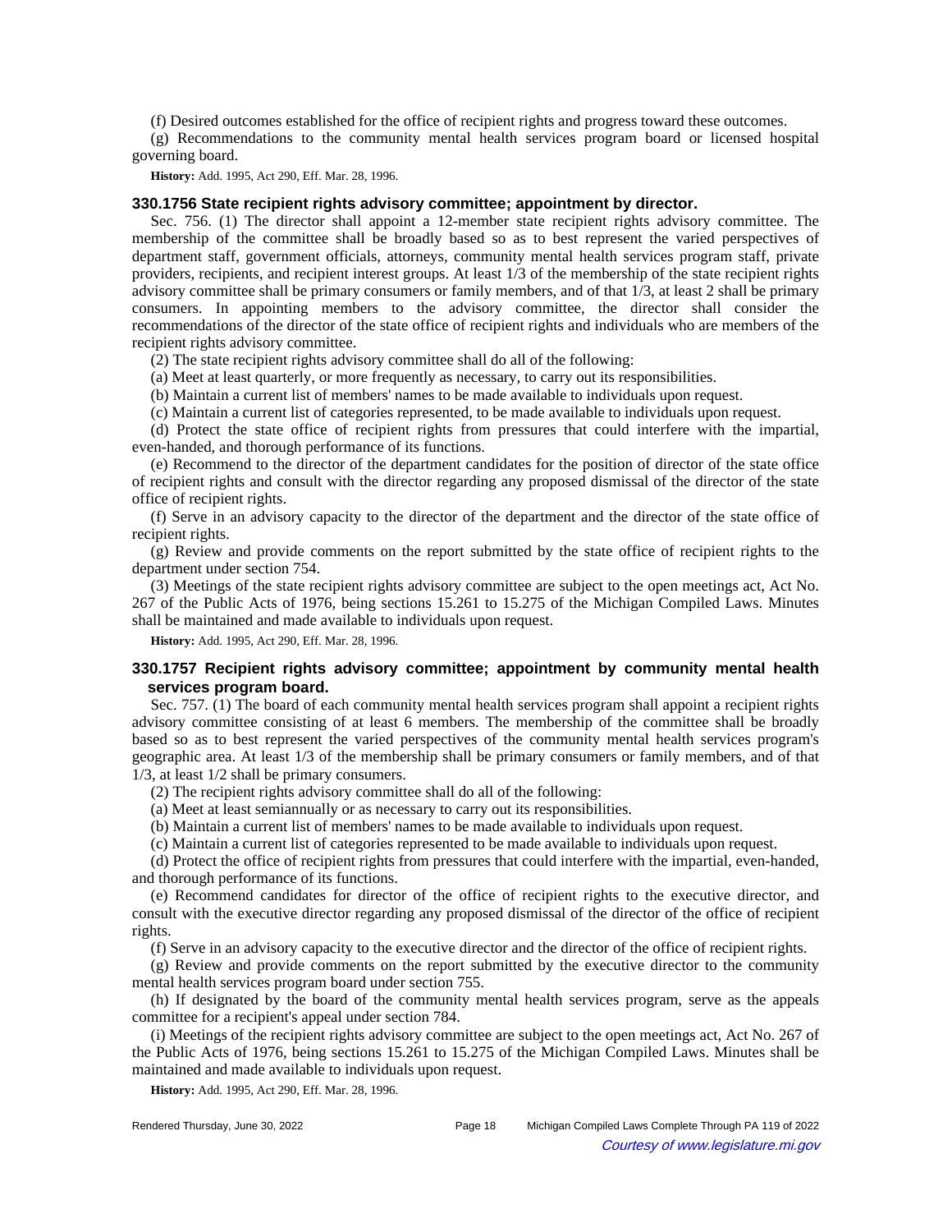(f) Desired outcomes established for the office of recipient rights and progress toward these outcomes.

(g) Recommendations to the community mental health services program board or licensed hospital governing board.

**History:** Add. 1995, Act 290, Eff. Mar. 28, 1996.

### 330.1756 State recipient rights advisory committee; appointment by director.

Sec. 756. (1) The director shall appoint a 12-member state recipient rights advisory committee. The membership of the committee shall be broadly based so as to best represent the varied perspectives of department staff, government officials, attorneys, community mental health services program staff, private providers, recipients, and recipient interest groups. At least 1/3 of the membership of the state recipient rights advisory committee shall be primary consumers or family members, and of that 1/3, at least 2 shall be primary consumers. In appointing members to the advisory committee, the director shall consider the recommendations of the director of the state office of recipient rights and individuals who are members of the recipient rights advisory committee.

(2) The state recipient rights advisory committee shall do all of the following:

(a) Meet at least quarterly, or more frequently as necessary, to carry out its responsibilities.

(b) Maintain a current list of members' names to be made available to individuals upon request.

(c) Maintain a current list of categories represented, to be made available to individuals upon request.

(d) Protect the state office of recipient rights from pressures that could interfere with the impartial, even-handed, and thorough performance of its functions.

(e) Recommend to the director of the department candidates for the position of director of the state office of recipient rights and consult with the director regarding any proposed dismissal of the director of the state office of recipient rights.

(f) Serve in an advisory capacity to the director of the department and the director of the state office of recipient rights.

(g) Review and provide comments on the report submitted by the state office of recipient rights to the department under section 754.

(3) Meetings of the state recipient rights advisory committee are subject to the open meetings act, Act No. 267 of the Public Acts of 1976, being sections 15.261 to 15.275 of the Michigan Compiled Laws. Minutes shall be maintained and made available to individuals upon request.

**History:** Add. 1995, Act 290, Eff. Mar. 28, 1996.

### 330.1757 Recipient rights advisory committee; appointment by community mental health services program board.

Sec. 757. (1) The board of each community mental health services program shall appoint a recipient rights advisory committee consisting of at least 6 members. The membership of the committee shall be broadly based so as to best represent the varied perspectives of the community mental health services program's geographic area. At least 1/3 of the membership shall be primary consumers or family members, and of that 1/3, at least 1/2 shall be primary consumers.

(2) The recipient rights advisory committee shall do all of the following:

(a) Meet at least semiannually or as necessary to carry out its responsibilities.

(b) Maintain a current list of members' names to be made available to individuals upon request.

(c) Maintain a current list of categories represented to be made available to individuals upon request.

(d) Protect the office of recipient rights from pressures that could interfere with the impartial, even-handed, and thorough performance of its functions.

(e) Recommend candidates for director of the office of recipient rights to the executive director, and consult with the executive director regarding any proposed dismissal of the director of the office of recipient rights.

(f) Serve in an advisory capacity to the executive director and the director of the office of recipient rights.

(g) Review and provide comments on the report submitted by the executive director to the community mental health services program board under section 755.

(h) If designated by the board of the community mental health services program, serve as the appeals committee for a recipient's appeal under section 784.

(i) Meetings of the recipient rights advisory committee are subject to the open meetings act, Act No. 267 of the Public Acts of 1976, being sections 15.261 to 15.275 of the Michigan Compiled Laws. Minutes shall be maintained and made available to individuals upon request.

**History:** Add. 1995, Act 290, Eff. Mar. 28, 1996.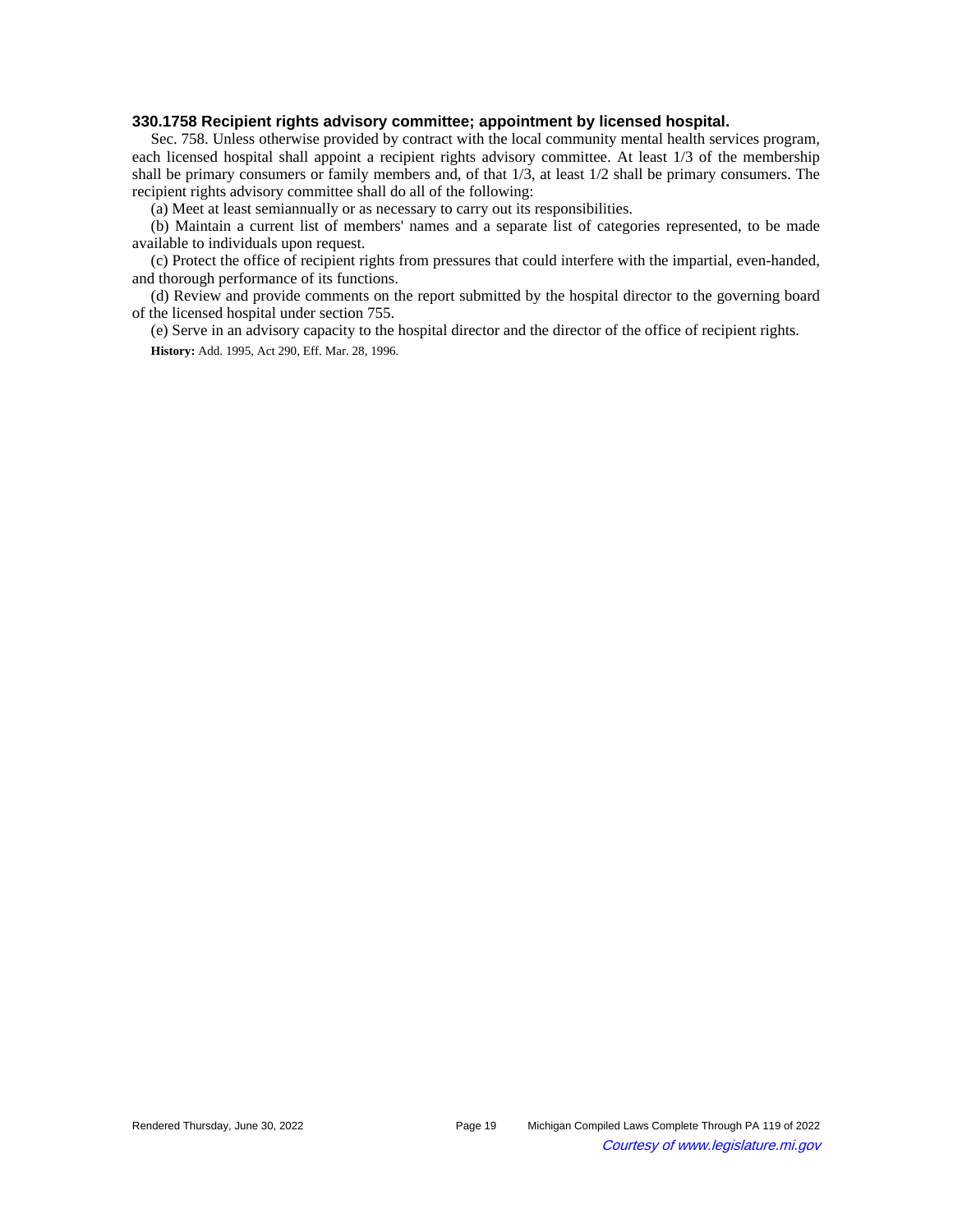**330.1758 Recipient rights advisory committee; appointment by licensed hospital.**

Sec. 758. Unless otherwise provided by contract with the local community mental health services program, each licensed hospital shall appoint a recipient rights advisory committee. At least 1/3 of the membership shall be primary consumers or family members and, of that 1/3, at least 1/2 shall be primary consumers. The recipient rights advisory committee shall do all of the following:

(a) Meet at least semiannually or as necessary to carry out its responsibilities.

(b) Maintain a current list of members' names and a separate list of categories represented, to be made available to individuals upon request.

(c) Protect the office of recipient rights from pressures that could interfere with the impartial, even-handed, and thorough performance of its functions.

(d) Review and provide comments on the report submitted by the hospital director to the governing board of the licensed hospital under section 755.

(e) Serve in an advisory capacity to the hospital director and the director of the office of recipient rights.

**History:** Add. 1995, Act 290, Eff. Mar. 28, 1996.